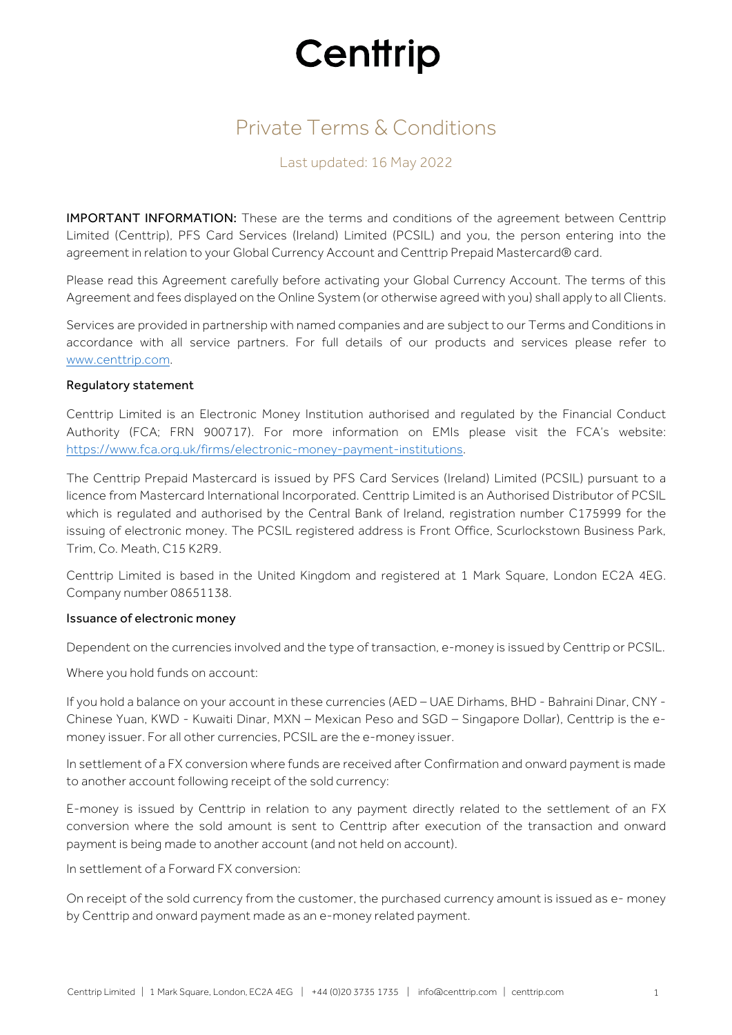# Centtrip

## Private Terms & Conditions

Last updated: 16 May 2022

**IMPORTANT INFORMATION:** These are the terms and conditions of the agreement between Centtrip Limited (Centtrip), PFS Card Services (Ireland) Limited (PCSIL) and you, the person entering into the agreement in relation to your Global Currency Account and Centtrip Prepaid Mastercard® card.

Please read this Agreement carefully before activating your Global Currency Account. The terms of this Agreement and fees displayed on the Online System (or otherwise agreed with you) shall apply to all Clients.

Services are provided in partnership with named companies and are subject to our Terms and Conditions in accordance with all service partners. For full details of our products and services please refer to www.centtrip.com.

### Regulatory statement

Centtrip Limited is an Electronic Money Institution authorised and regulated by the Financial Conduct Authority (FCA; FRN 900717). For more information on EMIs please visit the FCA's website: https://www.fca.org.uk/firms/electronic-money-payment-institutions.

The Centtrip Prepaid Mastercard is issued by PFS Card Services (Ireland) Limited (PCSIL) pursuant to a licence from Mastercard International Incorporated. Centtrip Limited is an Authorised Distributor of PCSIL which is regulated and authorised by the Central Bank of Ireland, registration number C175999 for the issuing of electronic money. The PCSIL registered address is Front Office, Scurlockstown Business Park, Trim, Co. Meath, C15 K2R9.

Centtrip Limited is based in the United Kingdom and registered at 1 Mark Square, London EC2A 4EG. Company number 08651138.

### Issuance of electronic money

Dependent on the currencies involved and the type of transaction, e-money is issued by Centtrip or PCSIL.

Where you hold funds on account:

If you hold a balance on your account in these currencies (AED – UAE Dirhams, BHD - Bahraini Dinar, CNY - Chinese Yuan, KWD - Kuwaiti Dinar, MXN – Mexican Peso and SGD – Singapore Dollar), Centtrip is the e-money issuer. For all other currencies, PCSIL are the e-money issuer.

In settlement of a FX conversion where funds are received after Confirmation and onward payment is made to another account following receipt of the sold currency:

E-money is issued by Centtrip in relation to any payment directly related to the settlement of an FX conversion where the sold amount is sent to Centtrip after execution of the transaction and onward payment is being made to another account (and not held on account).

In settlement of a Forward FX conversion:

On receipt of the sold currency from the customer, the purchased currency amount is issued as e- money by Centtrip and onward payment made as an e-money related payment.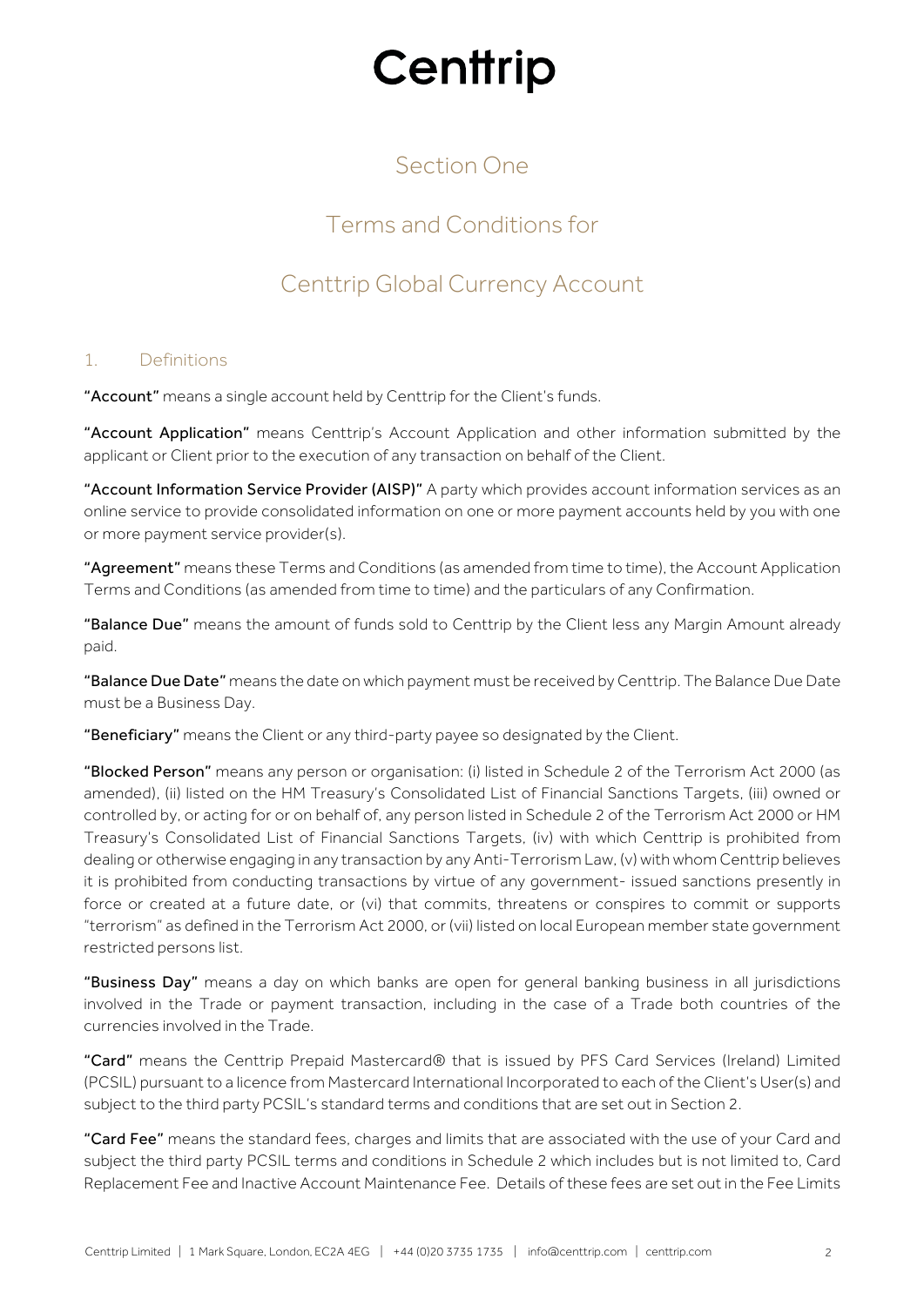# Centtrip

## Section One

## Terms and Conditions for

## Centtrip Global Currency Account

### 1. Definitions

**"Account"** means a single account held by Centtrip for the Client's funds.

**"Account Application"** means Centtrip's Account Application and other information submitted by the applicant or Client prior to the execution of any transaction on behalf of the Client.

**"Account Information Service Provider (AISP)"** A party which provides account information services as an online service to provide consolidated information on one or more payment accounts held by you with one or more payment service provider(s).

**"Agreement"** means these Terms and Conditions (as amended from time to time), the Account Application Terms and Conditions (as amended from time to time) and the particulars of any Confirmation.

**"Balance Due"** means the amount of funds sold to Centtrip by the Client less any Margin Amount already paid.

**"Balance Due Date"** means the date on which payment must be received by Centtrip. The Balance Due Date must be a Business Day.

**"Beneficiary"** means the Client or any third-party payee so designated by the Client.

**"Blocked Person"** means any person or organisation: (i) listed in Schedule 2 of the Terrorism Act 2000 (as amended), (ii) listed on the HM Treasury's Consolidated List of Financial Sanctions Targets, (iii) owned or controlled by, or acting for or on behalf of, any person listed in Schedule 2 of the Terrorism Act 2000 or HM Treasury's Consolidated List of Financial Sanctions Targets, (iv) with which Centtrip is prohibited from dealing or otherwise engaging in any transaction by any Anti-Terrorism Law, (v) with whom Centtrip believes it is prohibited from conducting transactions by virtue of any government- issued sanctions presently in force or created at a future date, or (vi) that commits, threatens or conspires to commit or supports "terrorism" as defined in the Terrorism Act 2000, or (vii) listed on local European member state government restricted persons list.

**"Business Day"** means a day on which banks are open for general banking business in all jurisdictions involved in the Trade or payment transaction, including in the case of a Trade both countries of the currencies involved in the Trade.

**"Card"** means the Centtrip Prepaid Mastercard® that is issued by PFS Card Services (Ireland) Limited (PCSIL) pursuant to a licence from Mastercard International Incorporated to each of the Client's User(s) and subject to the third party PCSIL's standard terms and conditions that are set out in Section 2.

**"Card Fee"** means the standard fees, charges and limits that are associated with the use of your Card and subject the third party PCSIL terms and conditions in Schedule 2 which includes but is not limited to, Card Replacement Fee and Inactive Account Maintenance Fee. Details of these fees are set out in the Fee Limits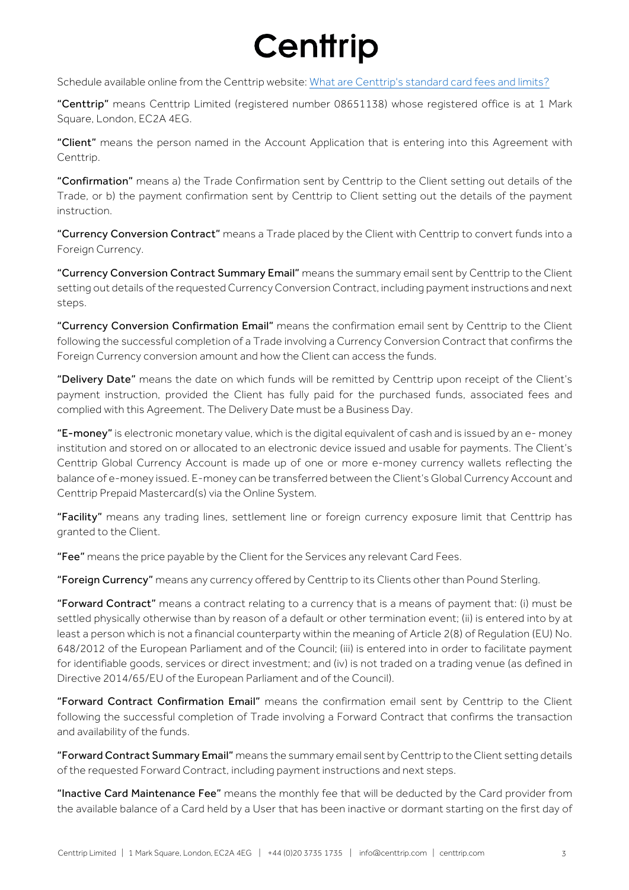Schedule available online from the Centtrip website: [What are Centtrip's standard card fees and limits?]

**"Centtrip"** means Centtrip Limited (registered number 08651138) whose registered office is at 1 Mark Square, London, EC2A 4EG.

**"Client"** means the person named in the Account Application that is entering into this Agreement with Centtrip.

**"Confirmation"** means a) the Trade Confirmation sent by Centtrip to the Client setting out details of the Trade, or b) the payment confirmation sent by Centtrip to Client setting out the details of the payment instruction.

**"Currency Conversion Contract"** means a Trade placed by the Client with Centtrip to convert funds into a Foreign Currency.

**"Currency Conversion Contract Summary Email"** means the summary email sent by Centtrip to the Client setting out details of the requested Currency Conversion Contract, including payment instructions and next steps.

**"Currency Conversion Confirmation Email"** means the confirmation email sent by Centtrip to the Client following the successful completion of a Trade involving a Currency Conversion Contract that confirms the Foreign Currency conversion amount and how the Client can access the funds.

**"Delivery Date"** means the date on which funds will be remitted by Centtrip upon receipt of the Client's payment instruction, provided the Client has fully paid for the purchased funds, associated fees and complied with this Agreement. The Delivery Date must be a Business Day.

**"E-money"** is electronic monetary value, which is the digital equivalent of cash and is issued by an e- money institution and stored on or allocated to an electronic device issued and usable for payments. The Client's Centtrip Global Currency Account is made up of one or more e-money currency wallets reflecting the balance of e-money issued. E-money can be transferred between the Client's Global Currency Account and Centtrip Prepaid Mastercard(s) via the Online System.

**"Facility"** means any trading lines, settlement line or foreign currency exposure limit that Centtrip has granted to the Client.

**"Fee"** means the price payable by the Client for the Services any relevant Card Fees.

**"Foreign Currency"** means any currency offered by Centtrip to its Clients other than Pound Sterling.

**"Forward Contract"** means a contract relating to a currency that is a means of payment that: (i) must be settled physically otherwise than by reason of a default or other termination event; (ii) is entered into by at least a person which is not a financial counterparty within the meaning of Article 2(8) of Regulation (EU) No. 648/2012 of the European Parliament and of the Council; (iii) is entered into in order to facilitate payment for identifiable goods, services or direct investment; and (iv) is not traded on a trading venue (as defined in Directive 2014/65/EU of the European Parliament and of the Council).

**"Forward Contract Confirmation Email"** means the confirmation email sent by Centtrip to the Client following the successful completion of Trade involving a Forward Contract that confirms the transaction and availability of the funds.

**"Forward Contract Summary Email"** means the summary email sent by Centtrip to the Client setting details of the requested Forward Contract, including payment instructions and next steps.

**"Inactive Card Maintenance Fee"** means the monthly fee that will be deducted by the Card provider from the available balance of a Card held by a User that has been inactive or dormant starting on the first day of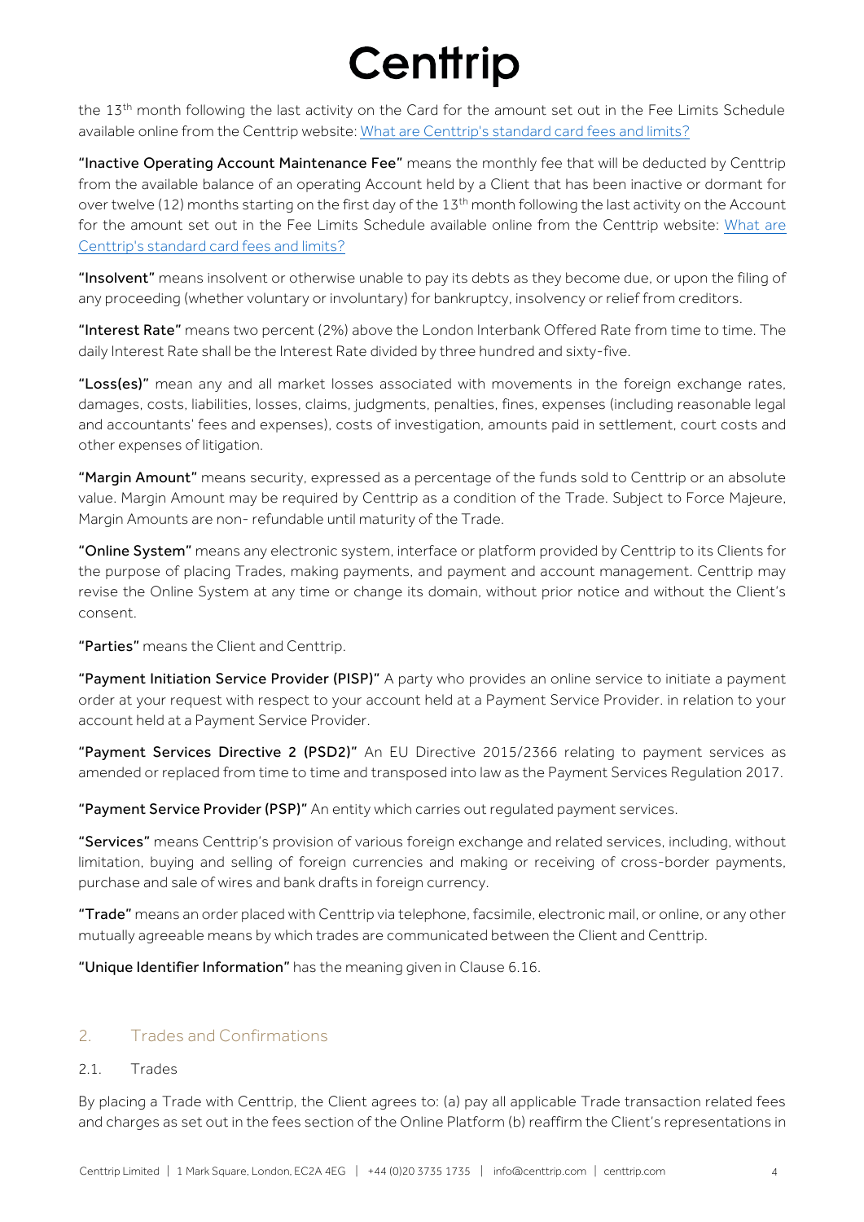the 13th month following the last activity on the Card for the amount set out in the Fee Limits Schedule available online from the Centtrip website: [What are Centtrip's standard card fees and limits?]()

**"Inactive Operating Account Maintenance Fee"** means the monthly fee that will be deducted by Centtrip from the available balance of an operating Account held by a Client that has been inactive or dormant for over twelve (12) months starting on the first day of the 13th month following the last activity on the Account for the amount set out in the Fee Limits Schedule available online from the Centtrip website: [What are Centtrip's standard card fees and limits?]()

**"Insolvent"** means insolvent or otherwise unable to pay its debts as they become due, or upon the filing of any proceeding (whether voluntary or involuntary) for bankruptcy, insolvency or relief from creditors.

**"Interest Rate"** means two percent (2%) above the London Interbank Offered Rate from time to time. The daily Interest Rate shall be the Interest Rate divided by three hundred and sixty-five.

**"Loss(es)"** mean any and all market losses associated with movements in the foreign exchange rates, damages, costs, liabilities, losses, claims, judgments, penalties, fines, expenses (including reasonable legal and accountants' fees and expenses), costs of investigation, amounts paid in settlement, court costs and other expenses of litigation.

**"Margin Amount"** means security, expressed as a percentage of the funds sold to Centtrip or an absolute value. Margin Amount may be required by Centtrip as a condition of the Trade. Subject to Force Majeure, Margin Amounts are non- refundable until maturity of the Trade.

**"Online System"** means any electronic system, interface or platform provided by Centtrip to its Clients for the purpose of placing Trades, making payments, and payment and account management. Centtrip may revise the Online System at any time or change its domain, without prior notice and without the Client's consent.

**"Parties"** means the Client and Centtrip.

**"Payment Initiation Service Provider (PISP)"** A party who provides an online service to initiate a payment order at your request with respect to your account held at a Payment Service Provider. in relation to your account held at a Payment Service Provider.

**"Payment Services Directive 2 (PSD2)"** An EU Directive 2015/2366 relating to payment services as amended or replaced from time to time and transposed into law as the Payment Services Regulation 2017.

**"Payment Service Provider (PSP)"** An entity which carries out regulated payment services.

**"Services"** means Centtrip's provision of various foreign exchange and related services, including, without limitation, buying and selling of foreign currencies and making or receiving of cross-border payments, purchase and sale of wires and bank drafts in foreign currency.

**"Trade"** means an order placed with Centtrip via telephone, facsimile, electronic mail, or online, or any other mutually agreeable means by which trades are communicated between the Client and Centtrip.

**"Unique Identifier Information"** has the meaning given in Clause 6.16.

## 2. Trades and Confirmations

### 2.1. Trades

By placing a Trade with Centtrip, the Client agrees to: (a) pay all applicable Trade transaction related fees and charges as set out in the fees section of the Online Platform (b) reaffirm the Client's representations in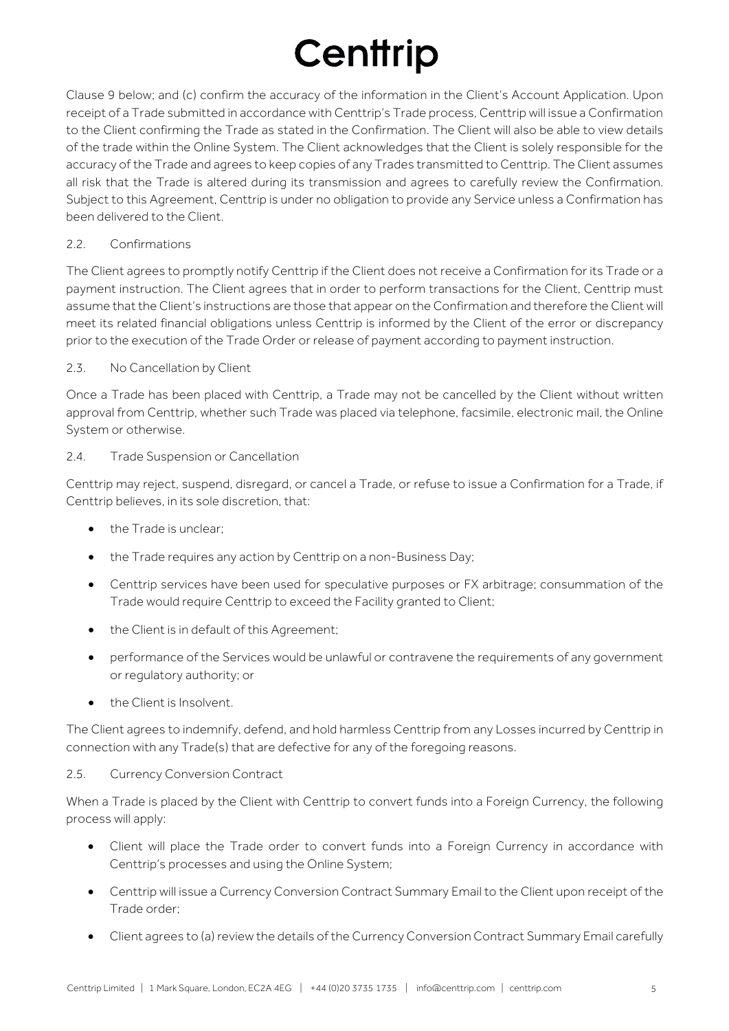Clause 9 below; and (c) confirm the accuracy of the information in the Client's Account Application. Upon receipt of a Trade submitted in accordance with Centtrip's Trade process, Centtrip will issue a Confirmation to the Client confirming the Trade as stated in the Confirmation. The Client will also be able to view details of the trade within the Online System. The Client acknowledges that the Client is solely responsible for the accuracy of the Trade and agrees to keep copies of any Trades transmitted to Centtrip. The Client assumes all risk that the Trade is altered during its transmission and agrees to carefully review the Confirmation. Subject to this Agreement, Centtrip is under no obligation to provide any Service unless a Confirmation has been delivered to the Client.

### 2.2. Confirmations

The Client agrees to promptly notify Centtrip if the Client does not receive a Confirmation for its Trade or a payment instruction. The Client agrees that in order to perform transactions for the Client, Centtrip must assume that the Client's instructions are those that appear on the Confirmation and therefore the Client will meet its related financial obligations unless Centtrip is informed by the Client of the error or discrepancy prior to the execution of the Trade Order or release of payment according to payment instruction.

### 2.3. No Cancellation by Client

Once a Trade has been placed with Centtrip, a Trade may not be cancelled by the Client without written approval from Centtrip, whether such Trade was placed via telephone, facsimile, electronic mail, the Online System or otherwise.

### 2.4. Trade Suspension or Cancellation

Centtrip may reject, suspend, disregard, or cancel a Trade, or refuse to issue a Confirmation for a Trade, if Centtrip believes, in its sole discretion, that:

- the Trade is unclear;
- the Trade requires any action by Centtrip on a non-Business Day;
- Centtrip services have been used for speculative purposes or FX arbitrage; consummation of the Trade would require Centtrip to exceed the Facility granted to Client;
- the Client is in default of this Agreement;
- performance of the Services would be unlawful or contravene the requirements of any government or regulatory authority; or
- the Client is Insolvent.

The Client agrees to indemnify, defend, and hold harmless Centtrip from any Losses incurred by Centtrip in connection with any Trade(s) that are defective for any of the foregoing reasons.

### 2.5. Currency Conversion Contract

When a Trade is placed by the Client with Centtrip to convert funds into a Foreign Currency, the following process will apply:

- Client will place the Trade order to convert funds into a Foreign Currency in accordance with Centtrip's processes and using the Online System;
- Centtrip will issue a Currency Conversion Contract Summary Email to the Client upon receipt of the Trade order;
- Client agrees to (a) review the details of the Currency Conversion Contract Summary Email carefully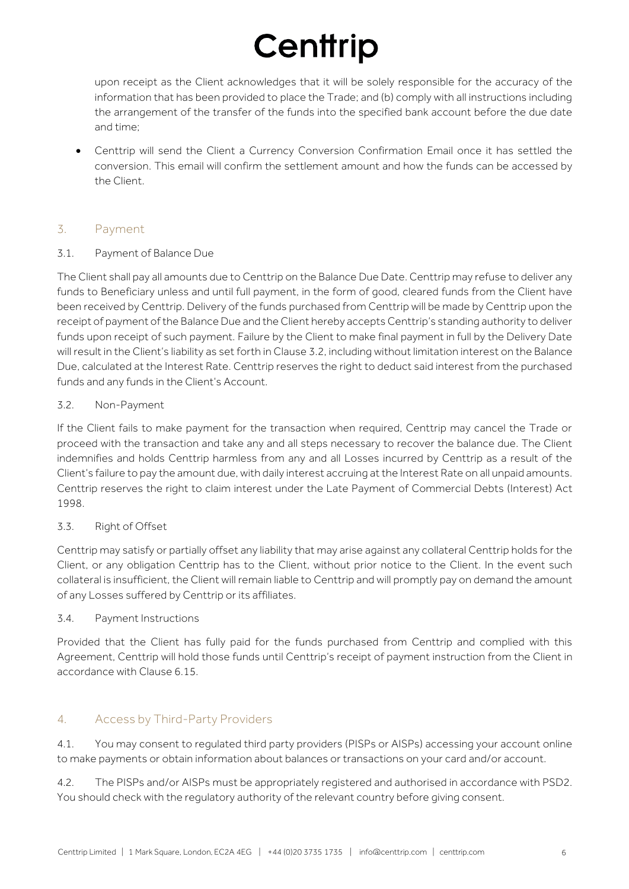upon receipt as the Client acknowledges that it will be solely responsible for the accuracy of the information that has been provided to place the Trade; and (b) comply with all instructions including the arrangement of the transfer of the funds into the specified bank account before the due date and time;

- Centtrip will send the Client a Currency Conversion Confirmation Email once it has settled the conversion. This email will confirm the settlement amount and how the funds can be accessed by the Client.

## 3. Payment

### 3.1. Payment of Balance Due

The Client shall pay all amounts due to Centtrip on the Balance Due Date. Centtrip may refuse to deliver any funds to Beneficiary unless and until full payment, in the form of good, cleared funds from the Client have been received by Centtrip. Delivery of the funds purchased from Centtrip will be made by Centtrip upon the receipt of payment of the Balance Due and the Client hereby accepts Centtrip's standing authority to deliver funds upon receipt of such payment. Failure by the Client to make final payment in full by the Delivery Date will result in the Client's liability as set forth in Clause 3.2, including without limitation interest on the Balance Due, calculated at the Interest Rate. Centtrip reserves the right to deduct said interest from the purchased funds and any funds in the Client's Account.

### 3.2. Non-Payment

If the Client fails to make payment for the transaction when required, Centtrip may cancel the Trade or proceed with the transaction and take any and all steps necessary to recover the balance due. The Client indemnifies and holds Centtrip harmless from any and all Losses incurred by Centtrip as a result of the Client's failure to pay the amount due, with daily interest accruing at the Interest Rate on all unpaid amounts. Centtrip reserves the right to claim interest under the Late Payment of Commercial Debts (Interest) Act 1998.

### 3.3. Right of Offset

Centtrip may satisfy or partially offset any liability that may arise against any collateral Centtrip holds for the Client, or any obligation Centtrip has to the Client, without prior notice to the Client. In the event such collateral is insufficient, the Client will remain liable to Centtrip and will promptly pay on demand the amount of any Losses suffered by Centtrip or its affiliates.

### 3.4. Payment Instructions

Provided that the Client has fully paid for the funds purchased from Centtrip and complied with this Agreement, Centtrip will hold those funds until Centtrip's receipt of payment instruction from the Client in accordance with Clause 6.15.

## 4. Access by Third-Party Providers

4.1. You may consent to regulated third party providers (PISPs or AISPs) accessing your account online to make payments or obtain information about balances or transactions on your card and/or account.

4.2. The PISPs and/or AISPs must be appropriately registered and authorised in accordance with PSD2. You should check with the regulatory authority of the relevant country before giving consent.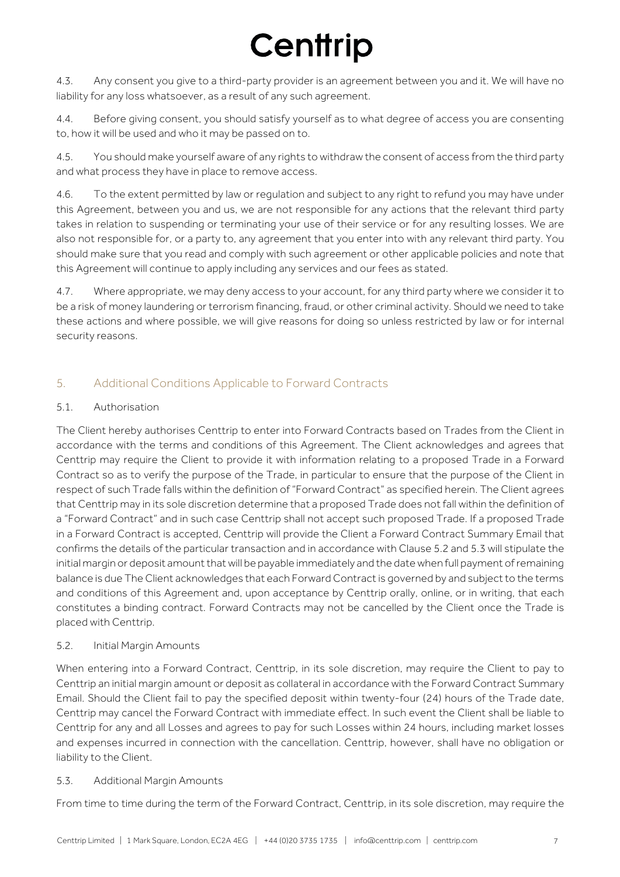4.3. Any consent you give to a third-party provider is an agreement between you and it. We will have no liability for any loss whatsoever, as a result of any such agreement.

4.4. Before giving consent, you should satisfy yourself as to what degree of access you are consenting to, how it will be used and who it may be passed on to.

4.5. You should make yourself aware of any rights to withdraw the consent of access from the third party and what process they have in place to remove access.

4.6. To the extent permitted by law or regulation and subject to any right to refund you may have under this Agreement, between you and us, we are not responsible for any actions that the relevant third party takes in relation to suspending or terminating your use of their service or for any resulting losses. We are also not responsible for, or a party to, any agreement that you enter into with any relevant third party. You should make sure that you read and comply with such agreement or other applicable policies and note that this Agreement will continue to apply including any services and our fees as stated.

4.7. Where appropriate, we may deny access to your account, for any third party where we consider it to be a risk of money laundering or terrorism financing, fraud, or other criminal activity. Should we need to take these actions and where possible, we will give reasons for doing so unless restricted by law or for internal security reasons.

## 5. Additional Conditions Applicable to Forward Contracts

### 5.1. Authorisation

The Client hereby authorises Centtrip to enter into Forward Contracts based on Trades from the Client in accordance with the terms and conditions of this Agreement. The Client acknowledges and agrees that Centtrip may require the Client to provide it with information relating to a proposed Trade in a Forward Contract so as to verify the purpose of the Trade, in particular to ensure that the purpose of the Client in respect of such Trade falls within the definition of "Forward Contract" as specified herein. The Client agrees that Centtrip may in its sole discretion determine that a proposed Trade does not fall within the definition of a "Forward Contract" and in such case Centtrip shall not accept such proposed Trade. If a proposed Trade in a Forward Contract is accepted, Centtrip will provide the Client a Forward Contract Summary Email that confirms the details of the particular transaction and in accordance with Clause 5.2 and 5.3 will stipulate the initial margin or deposit amount that will be payable immediately and the date when full payment of remaining balance is due The Client acknowledges that each Forward Contract is governed by and subject to the terms and conditions of this Agreement and, upon acceptance by Centtrip orally, online, or in writing, that each constitutes a binding contract. Forward Contracts may not be cancelled by the Client once the Trade is placed with Centtrip.

### 5.2. Initial Margin Amounts

When entering into a Forward Contract, Centtrip, in its sole discretion, may require the Client to pay to Centtrip an initial margin amount or deposit as collateral in accordance with the Forward Contract Summary Email. Should the Client fail to pay the specified deposit within twenty-four (24) hours of the Trade date, Centtrip may cancel the Forward Contract with immediate effect. In such event the Client shall be liable to Centtrip for any and all Losses and agrees to pay for such Losses within 24 hours, including market losses and expenses incurred in connection with the cancellation. Centtrip, however, shall have no obligation or liability to the Client.

### 5.3. Additional Margin Amounts

From time to time during the term of the Forward Contract, Centtrip, in its sole discretion, may require the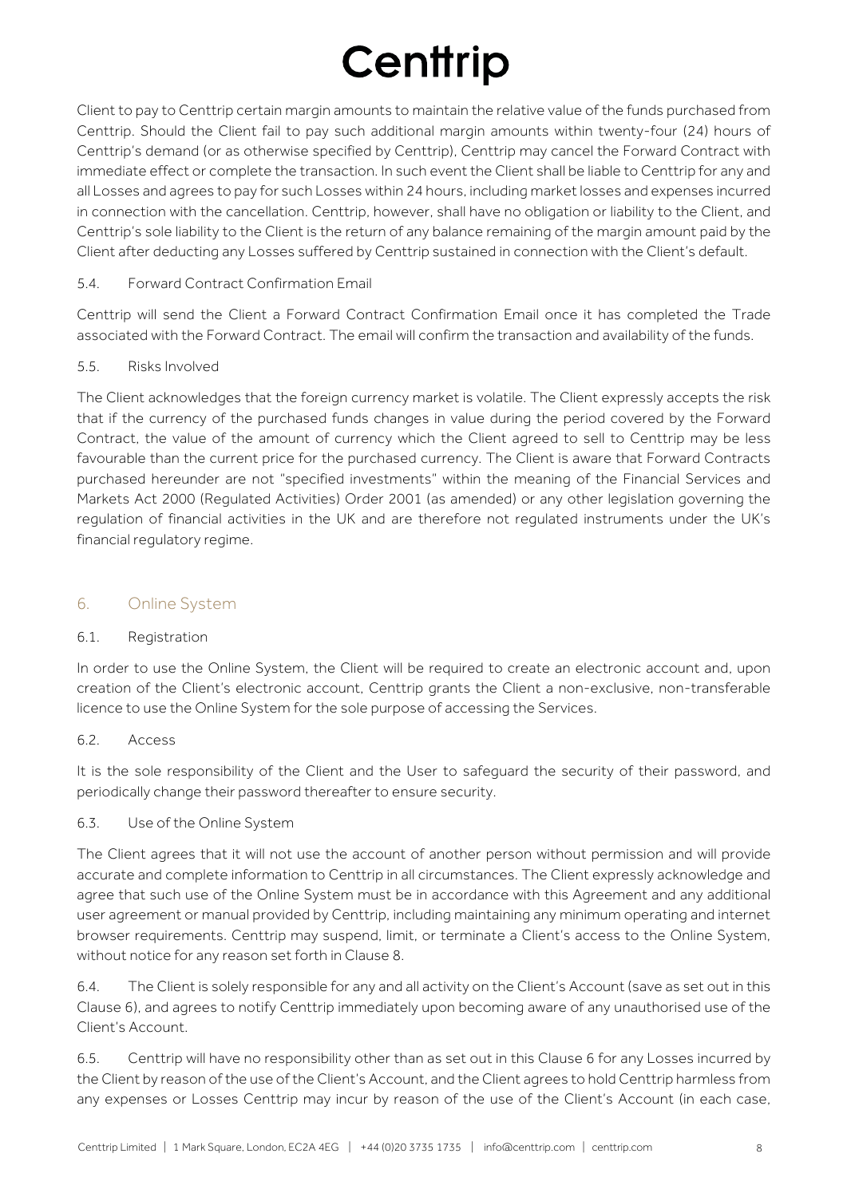Client to pay to Centtrip certain margin amounts to maintain the relative value of the funds purchased from Centtrip. Should the Client fail to pay such additional margin amounts within twenty-four (24) hours of Centtrip's demand (or as otherwise specified by Centtrip), Centtrip may cancel the Forward Contract with immediate effect or complete the transaction. In such event the Client shall be liable to Centtrip for any and all Losses and agrees to pay for such Losses within 24 hours, including market losses and expenses incurred in connection with the cancellation. Centtrip, however, shall have no obligation or liability to the Client, and Centtrip's sole liability to the Client is the return of any balance remaining of the margin amount paid by the Client after deducting any Losses suffered by Centtrip sustained in connection with the Client's default.

5.4. Forward Contract Confirmation Email

Centtrip will send the Client a Forward Contract Confirmation Email once it has completed the Trade associated with the Forward Contract. The email will confirm the transaction and availability of the funds.

5.5. Risks Involved

The Client acknowledges that the foreign currency market is volatile. The Client expressly accepts the risk that if the currency of the purchased funds changes in value during the period covered by the Forward Contract, the value of the amount of currency which the Client agreed to sell to Centtrip may be less favourable than the current price for the purchased currency. The Client is aware that Forward Contracts purchased hereunder are not "specified investments" within the meaning of the Financial Services and Markets Act 2000 (Regulated Activities) Order 2001 (as amended) or any other legislation governing the regulation of financial activities in the UK and are therefore not regulated instruments under the UK's financial regulatory regime.

## 6. Online System

6.1. Registration

In order to use the Online System, the Client will be required to create an electronic account and, upon creation of the Client's electronic account, Centtrip grants the Client a non-exclusive, non-transferable licence to use the Online System for the sole purpose of accessing the Services.

6.2. Access

It is the sole responsibility of the Client and the User to safeguard the security of their password, and periodically change their password thereafter to ensure security.

6.3. Use of the Online System

The Client agrees that it will not use the account of another person without permission and will provide accurate and complete information to Centtrip in all circumstances. The Client expressly acknowledge and agree that such use of the Online System must be in accordance with this Agreement and any additional user agreement or manual provided by Centtrip, including maintaining any minimum operating and internet browser requirements. Centtrip may suspend, limit, or terminate a Client's access to the Online System, without notice for any reason set forth in Clause 8.

6.4. The Client is solely responsible for any and all activity on the Client's Account (save as set out in this Clause 6), and agrees to notify Centtrip immediately upon becoming aware of any unauthorised use of the Client's Account.

6.5. Centtrip will have no responsibility other than as set out in this Clause 6 for any Losses incurred by the Client by reason of the use of the Client's Account, and the Client agrees to hold Centtrip harmless from any expenses or Losses Centtrip may incur by reason of the use of the Client's Account (in each case,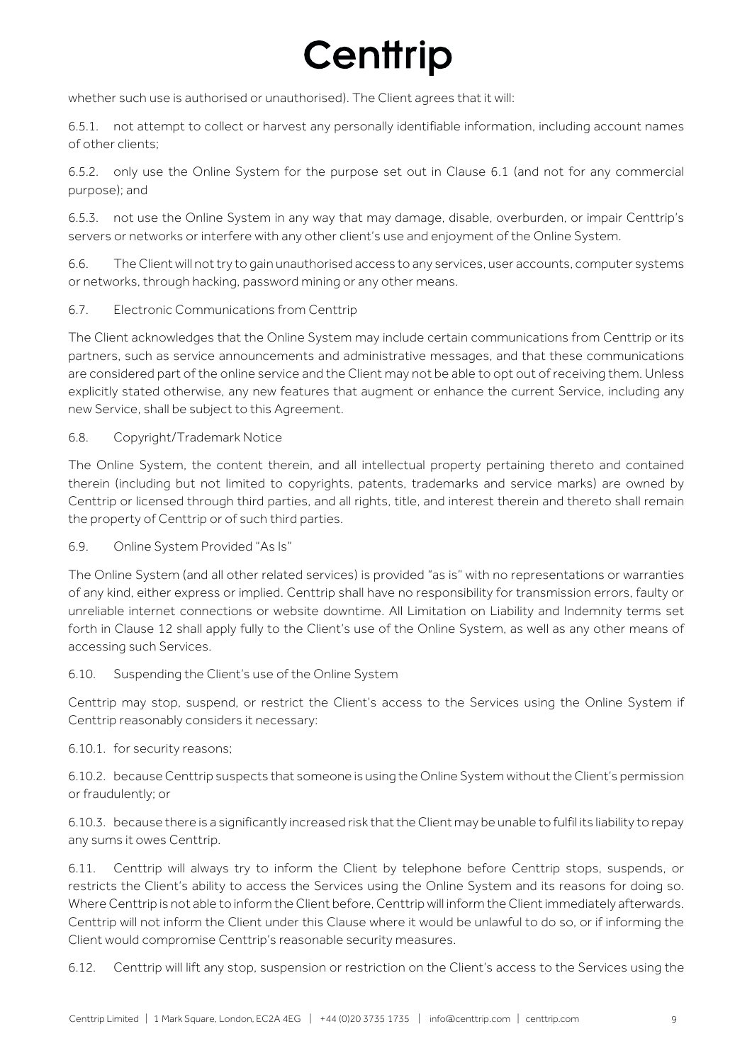whether such use is authorised or unauthorised). The Client agrees that it will:

6.5.1. not attempt to collect or harvest any personally identifiable information, including account names of other clients;

6.5.2. only use the Online System for the purpose set out in Clause 6.1 (and not for any commercial purpose); and

6.5.3. not use the Online System in any way that may damage, disable, overburden, or impair Centtrip's servers or networks or interfere with any other client's use and enjoyment of the Online System.

6.6. The Client will not try to gain unauthorised access to any services, user accounts, computer systems or networks, through hacking, password mining or any other means.

6.7. Electronic Communications from Centtrip

The Client acknowledges that the Online System may include certain communications from Centtrip or its partners, such as service announcements and administrative messages, and that these communications are considered part of the online service and the Client may not be able to opt out of receiving them. Unless explicitly stated otherwise, any new features that augment or enhance the current Service, including any new Service, shall be subject to this Agreement.

6.8. Copyright/Trademark Notice

The Online System, the content therein, and all intellectual property pertaining thereto and contained therein (including but not limited to copyrights, patents, trademarks and service marks) are owned by Centtrip or licensed through third parties, and all rights, title, and interest therein and thereto shall remain the property of Centtrip or of such third parties.

6.9. Online System Provided "As Is"

The Online System (and all other related services) is provided "as is" with no representations or warranties of any kind, either express or implied. Centtrip shall have no responsibility for transmission errors, faulty or unreliable internet connections or website downtime. All Limitation on Liability and Indemnity terms set forth in Clause 12 shall apply fully to the Client's use of the Online System, as well as any other means of accessing such Services.

6.10. Suspending the Client's use of the Online System

Centtrip may stop, suspend, or restrict the Client's access to the Services using the Online System if Centtrip reasonably considers it necessary:

6.10.1. for security reasons;

6.10.2. because Centtrip suspects that someone is using the Online System without the Client's permission or fraudulently; or

6.10.3. because there is a significantly increased risk that the Client may be unable to fulfil its liability to repay any sums it owes Centtrip.

6.11. Centtrip will always try to inform the Client by telephone before Centtrip stops, suspends, or restricts the Client's ability to access the Services using the Online System and its reasons for doing so. Where Centtrip is not able to inform the Client before, Centtrip will inform the Client immediately afterwards. Centtrip will not inform the Client under this Clause where it would be unlawful to do so, or if informing the Client would compromise Centtrip's reasonable security measures.

6.12. Centtrip will lift any stop, suspension or restriction on the Client's access to the Services using the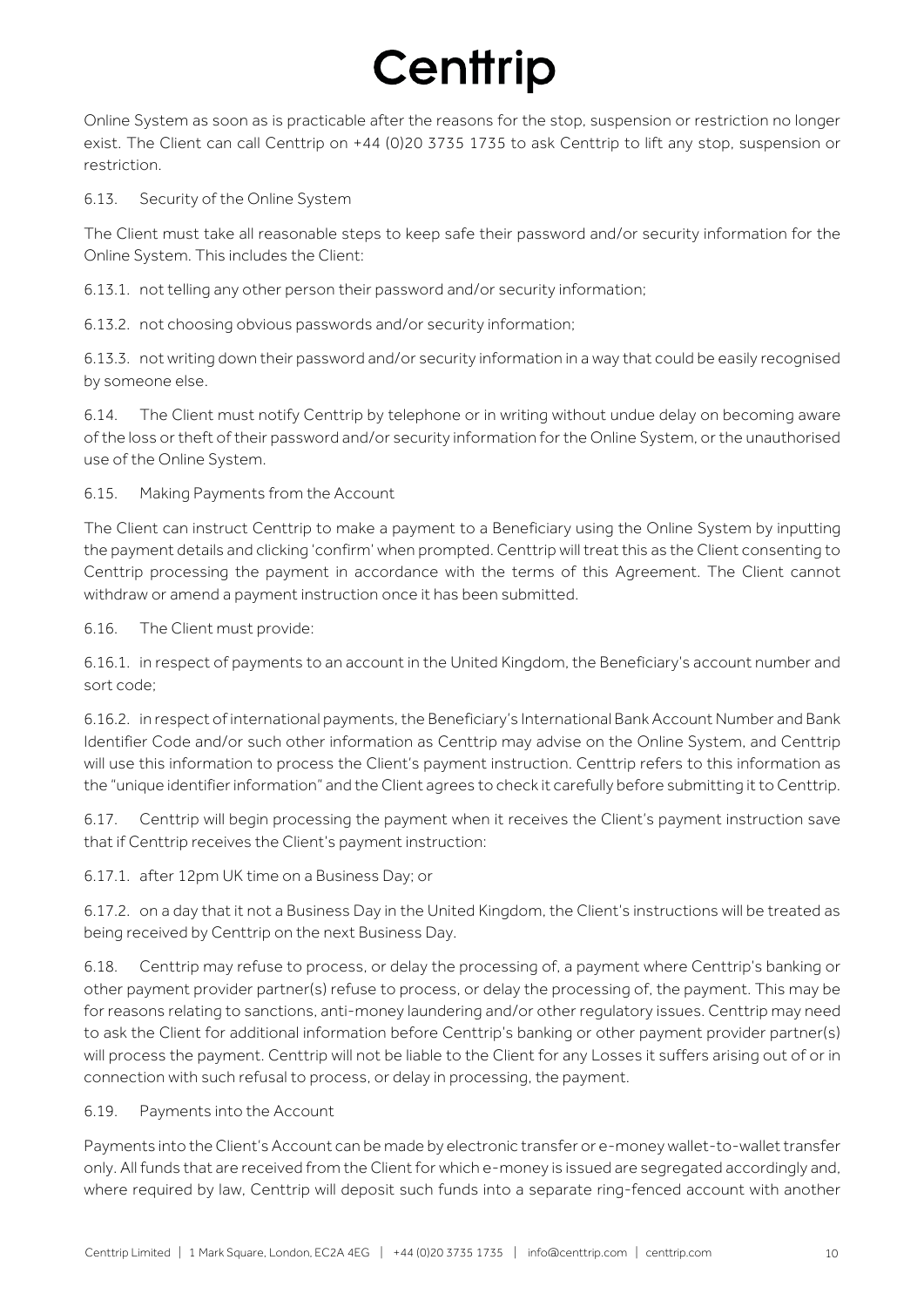Online System as soon as is practicable after the reasons for the stop, suspension or restriction no longer exist. The Client can call Centtrip on +44 (0)20 3735 1735 to ask Centtrip to lift any stop, suspension or restriction.

6.13. Security of the Online System

The Client must take all reasonable steps to keep safe their password and/or security information for the Online System. This includes the Client:

6.13.1. not telling any other person their password and/or security information;

6.13.2. not choosing obvious passwords and/or security information;

6.13.3. not writing down their password and/or security information in a way that could be easily recognised by someone else.

6.14. The Client must notify Centtrip by telephone or in writing without undue delay on becoming aware of the loss or theft of their password and/or security information for the Online System, or the unauthorised use of the Online System.

6.15. Making Payments from the Account

The Client can instruct Centtrip to make a payment to a Beneficiary using the Online System by inputting the payment details and clicking 'confirm' when prompted. Centtrip will treat this as the Client consenting to Centtrip processing the payment in accordance with the terms of this Agreement. The Client cannot withdraw or amend a payment instruction once it has been submitted.

6.16. The Client must provide:

6.16.1. in respect of payments to an account in the United Kingdom, the Beneficiary's account number and sort code;

6.16.2. in respect of international payments, the Beneficiary's International Bank Account Number and Bank Identifier Code and/or such other information as Centtrip may advise on the Online System, and Centtrip will use this information to process the Client's payment instruction. Centtrip refers to this information as the "unique identifier information" and the Client agrees to check it carefully before submitting it to Centtrip.

6.17. Centtrip will begin processing the payment when it receives the Client's payment instruction save that if Centtrip receives the Client's payment instruction:

6.17.1. after 12pm UK time on a Business Day; or

6.17.2. on a day that it not a Business Day in the United Kingdom, the Client's instructions will be treated as being received by Centtrip on the next Business Day.

6.18. Centtrip may refuse to process, or delay the processing of, a payment where Centtrip's banking or other payment provider partner(s) refuse to process, or delay the processing of, the payment. This may be for reasons relating to sanctions, anti-money laundering and/or other regulatory issues. Centtrip may need to ask the Client for additional information before Centtrip's banking or other payment provider partner(s) will process the payment. Centtrip will not be liable to the Client for any Losses it suffers arising out of or in connection with such refusal to process, or delay in processing, the payment.

6.19. Payments into the Account

Payments into the Client's Account can be made by electronic transfer or e-money wallet-to-wallet transfer only. All funds that are received from the Client for which e-money is issued are segregated accordingly and, where required by law, Centtrip will deposit such funds into a separate ring-fenced account with another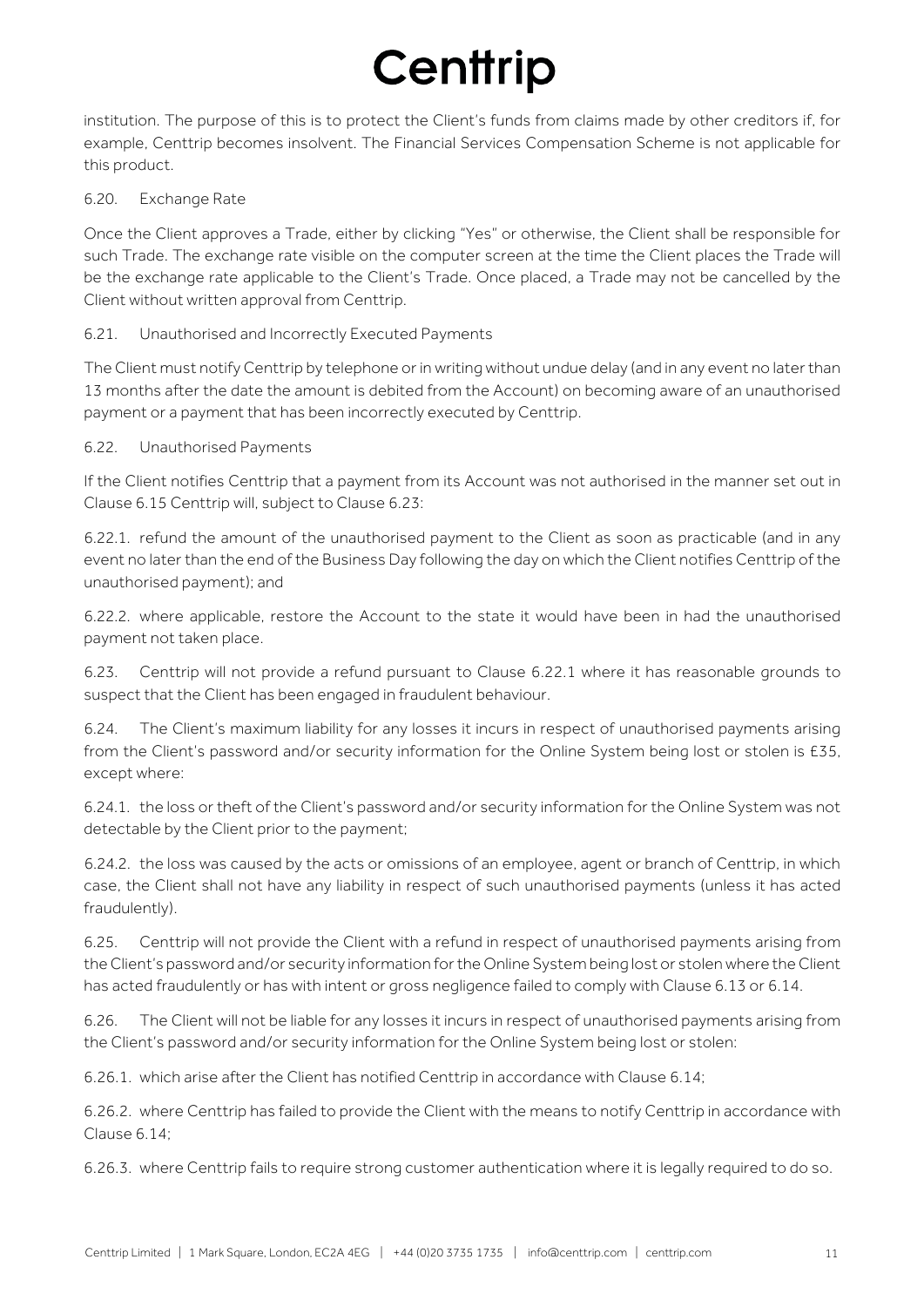institution. The purpose of this is to protect the Client's funds from claims made by other creditors if, for example, Centtrip becomes insolvent. The Financial Services Compensation Scheme is not applicable for this product.

6.20. Exchange Rate

Once the Client approves a Trade, either by clicking "Yes" or otherwise, the Client shall be responsible for such Trade. The exchange rate visible on the computer screen at the time the Client places the Trade will be the exchange rate applicable to the Client's Trade. Once placed, a Trade may not be cancelled by the Client without written approval from Centtrip.

6.21. Unauthorised and Incorrectly Executed Payments

The Client must notify Centtrip by telephone or in writing without undue delay (and in any event no later than 13 months after the date the amount is debited from the Account) on becoming aware of an unauthorised payment or a payment that has been incorrectly executed by Centtrip.

6.22. Unauthorised Payments

If the Client notifies Centtrip that a payment from its Account was not authorised in the manner set out in Clause 6.15 Centtrip will, subject to Clause 6.23:

6.22.1. refund the amount of the unauthorised payment to the Client as soon as practicable (and in any event no later than the end of the Business Day following the day on which the Client notifies Centtrip of the unauthorised payment); and

6.22.2. where applicable, restore the Account to the state it would have been in had the unauthorised payment not taken place.

6.23. Centtrip will not provide a refund pursuant to Clause 6.22.1 where it has reasonable grounds to suspect that the Client has been engaged in fraudulent behaviour.

6.24. The Client's maximum liability for any losses it incurs in respect of unauthorised payments arising from the Client's password and/or security information for the Online System being lost or stolen is £35, except where:

6.24.1. the loss or theft of the Client's password and/or security information for the Online System was not detectable by the Client prior to the payment;

6.24.2. the loss was caused by the acts or omissions of an employee, agent or branch of Centtrip, in which case, the Client shall not have any liability in respect of such unauthorised payments (unless it has acted fraudulently).

6.25. Centtrip will not provide the Client with a refund in respect of unauthorised payments arising from the Client's password and/or security information for the Online System being lost or stolen where the Client has acted fraudulently or has with intent or gross negligence failed to comply with Clause 6.13 or 6.14.

6.26. The Client will not be liable for any losses it incurs in respect of unauthorised payments arising from the Client's password and/or security information for the Online System being lost or stolen:

6.26.1. which arise after the Client has notified Centtrip in accordance with Clause 6.14;

6.26.2. where Centtrip has failed to provide the Client with the means to notify Centtrip in accordance with Clause 6.14;

6.26.3. where Centtrip fails to require strong customer authentication where it is legally required to do so.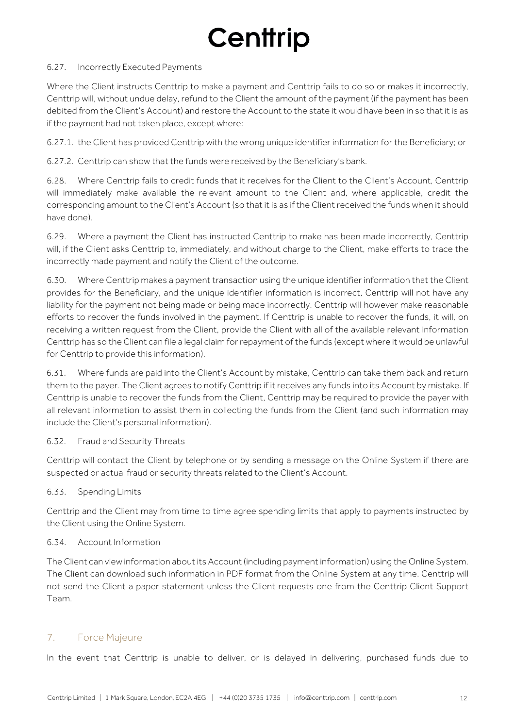6.27. Incorrectly Executed Payments

Where the Client instructs Centtrip to make a payment and Centtrip fails to do so or makes it incorrectly, Centtrip will, without undue delay, refund to the Client the amount of the payment (if the payment has been debited from the Client's Account) and restore the Account to the state it would have been in so that it is as if the payment had not taken place, except where:

6.27.1. the Client has provided Centtrip with the wrong unique identifier information for the Beneficiary; or

6.27.2. Centtrip can show that the funds were received by the Beneficiary's bank.

6.28. Where Centtrip fails to credit funds that it receives for the Client to the Client's Account, Centtrip will immediately make available the relevant amount to the Client and, where applicable, credit the corresponding amount to the Client's Account (so that it is as if the Client received the funds when it should have done).

6.29. Where a payment the Client has instructed Centtrip to make has been made incorrectly, Centtrip will, if the Client asks Centtrip to, immediately, and without charge to the Client, make efforts to trace the incorrectly made payment and notify the Client of the outcome.

6.30. Where Centtrip makes a payment transaction using the unique identifier information that the Client provides for the Beneficiary, and the unique identifier information is incorrect, Centtrip will not have any liability for the payment not being made or being made incorrectly. Centtrip will however make reasonable efforts to recover the funds involved in the payment. If Centtrip is unable to recover the funds, it will, on receiving a written request from the Client, provide the Client with all of the available relevant information Centtrip has so the Client can file a legal claim for repayment of the funds (except where it would be unlawful for Centtrip to provide this information).

6.31. Where funds are paid into the Client's Account by mistake, Centtrip can take them back and return them to the payer. The Client agrees to notify Centtrip if it receives any funds into its Account by mistake. If Centtrip is unable to recover the funds from the Client, Centtrip may be required to provide the payer with all relevant information to assist them in collecting the funds from the Client (and such information may include the Client's personal information).

6.32. Fraud and Security Threats

Centtrip will contact the Client by telephone or by sending a message on the Online System if there are suspected or actual fraud or security threats related to the Client's Account.

6.33. Spending Limits

Centtrip and the Client may from time to time agree spending limits that apply to payments instructed by the Client using the Online System.

6.34. Account Information

The Client can view information about its Account (including payment information) using the Online System. The Client can download such information in PDF format from the Online System at any time. Centtrip will not send the Client a paper statement unless the Client requests one from the Centtrip Client Support Team.

## 7. Force Majeure

In the event that Centtrip is unable to deliver, or is delayed in delivering, purchased funds due to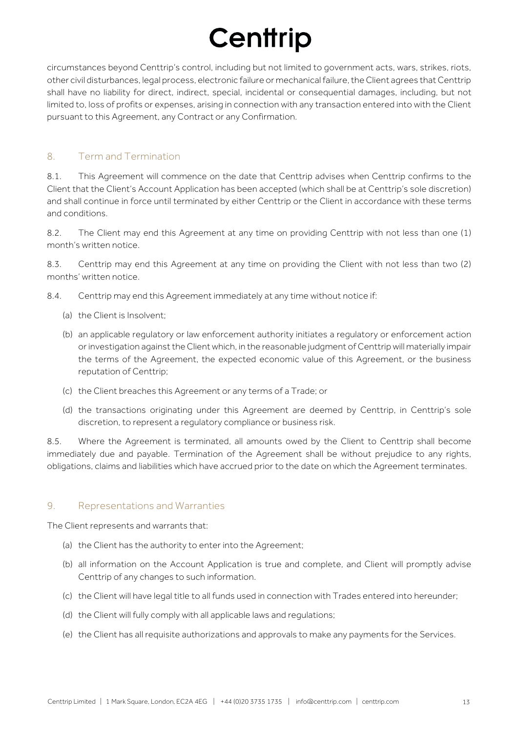circumstances beyond Centtrip's control, including but not limited to government acts, wars, strikes, riots, other civil disturbances, legal process, electronic failure or mechanical failure, the Client agrees that Centtrip shall have no liability for direct, indirect, special, incidental or consequential damages, including, but not limited to, loss of profits or expenses, arising in connection with any transaction entered into with the Client pursuant to this Agreement, any Contract or any Confirmation.

## 8. Term and Termination

8.1. This Agreement will commence on the date that Centtrip advises when Centtrip confirms to the Client that the Client's Account Application has been accepted (which shall be at Centtrip's sole discretion) and shall continue in force until terminated by either Centtrip or the Client in accordance with these terms and conditions.

8.2. The Client may end this Agreement at any time on providing Centtrip with not less than one (1) month's written notice.

8.3. Centtrip may end this Agreement at any time on providing the Client with not less than two (2) months' written notice.

8.4. Centtrip may end this Agreement immediately at any time without notice if:

(a) the Client is Insolvent;

(b) an applicable regulatory or law enforcement authority initiates a regulatory or enforcement action or investigation against the Client which, in the reasonable judgment of Centtrip will materially impair the terms of the Agreement, the expected economic value of this Agreement, or the business reputation of Centtrip;

(c) the Client breaches this Agreement or any terms of a Trade; or

(d) the transactions originating under this Agreement are deemed by Centtrip, in Centtrip's sole discretion, to represent a regulatory compliance or business risk.

8.5. Where the Agreement is terminated, all amounts owed by the Client to Centtrip shall become immediately due and payable. Termination of the Agreement shall be without prejudice to any rights, obligations, claims and liabilities which have accrued prior to the date on which the Agreement terminates.

## 9. Representations and Warranties

The Client represents and warrants that:

(a) the Client has the authority to enter into the Agreement;

(b) all information on the Account Application is true and complete, and Client will promptly advise Centtrip of any changes to such information.

(c) the Client will have legal title to all funds used in connection with Trades entered into hereunder;

(d) the Client will fully comply with all applicable laws and regulations;

(e) the Client has all requisite authorizations and approvals to make any payments for the Services.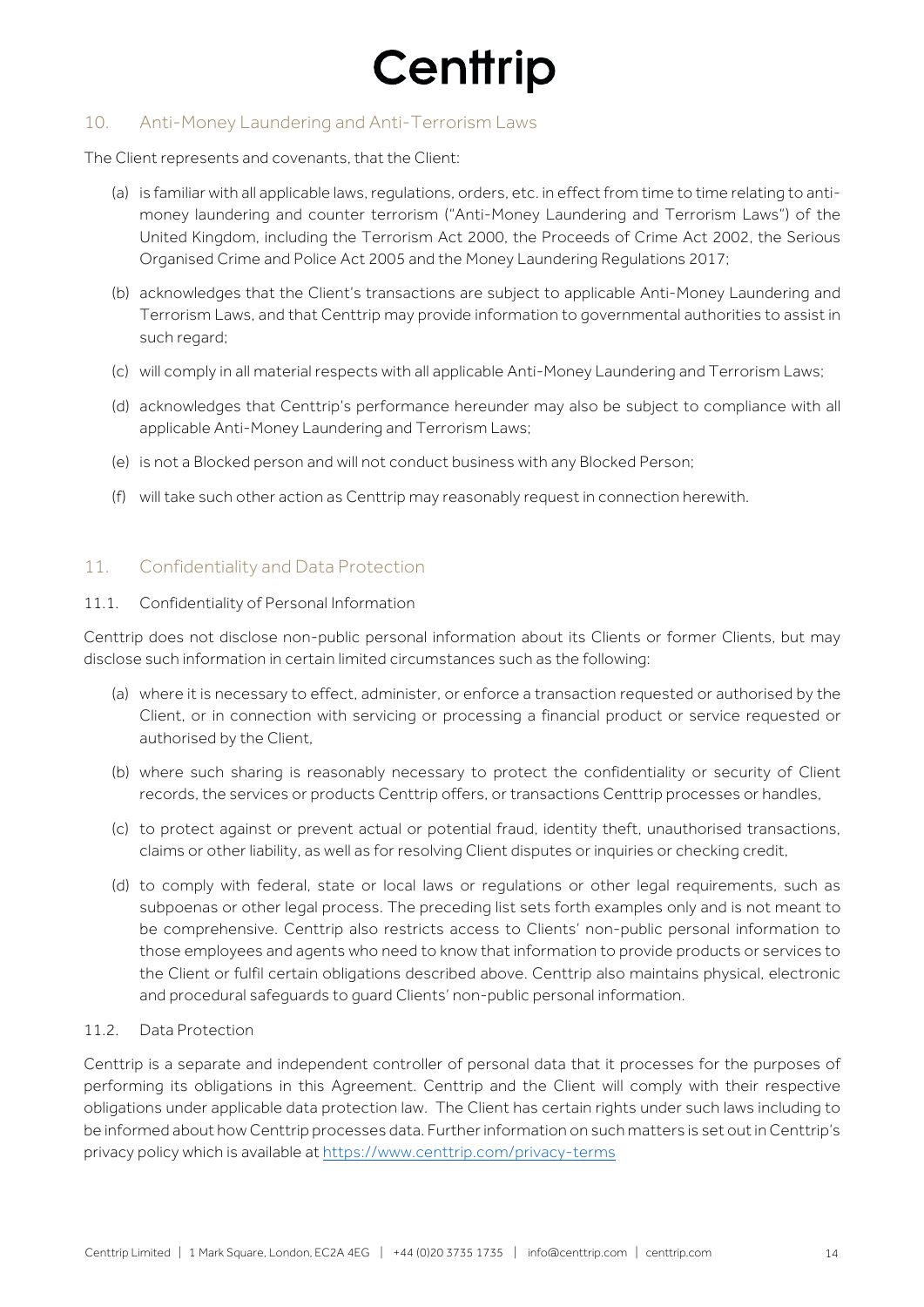## 10. Anti-Money Laundering and Anti-Terrorism Laws

The Client represents and covenants, that the Client:

(a) is familiar with all applicable laws, regulations, orders, etc. in effect from time to time relating to anti-money laundering and counter terrorism ("Anti-Money Laundering and Terrorism Laws") of the United Kingdom, including the Terrorism Act 2000, the Proceeds of Crime Act 2002, the Serious Organised Crime and Police Act 2005 and the Money Laundering Regulations 2017;

(b) acknowledges that the Client's transactions are subject to applicable Anti-Money Laundering and Terrorism Laws, and that Centtrip may provide information to governmental authorities to assist in such regard;

(c) will comply in all material respects with all applicable Anti-Money Laundering and Terrorism Laws;

(d) acknowledges that Centtrip's performance hereunder may also be subject to compliance with all applicable Anti-Money Laundering and Terrorism Laws;

(e) is not a Blocked person and will not conduct business with any Blocked Person;

(f) will take such other action as Centtrip may reasonably request in connection herewith.

## 11. Confidentiality and Data Protection

### 11.1. Confidentiality of Personal Information

Centtrip does not disclose non-public personal information about its Clients or former Clients, but may disclose such information in certain limited circumstances such as the following:

(a) where it is necessary to effect, administer, or enforce a transaction requested or authorised by the Client, or in connection with servicing or processing a financial product or service requested or authorised by the Client,

(b) where such sharing is reasonably necessary to protect the confidentiality or security of Client records, the services or products Centtrip offers, or transactions Centtrip processes or handles,

(c) to protect against or prevent actual or potential fraud, identity theft, unauthorised transactions, claims or other liability, as well as for resolving Client disputes or inquiries or checking credit,

(d) to comply with federal, state or local laws or regulations or other legal requirements, such as subpoenas or other legal process. The preceding list sets forth examples only and is not meant to be comprehensive. Centtrip also restricts access to Clients' non-public personal information to those employees and agents who need to know that information to provide products or services to the Client or fulfil certain obligations described above. Centtrip also maintains physical, electronic and procedural safeguards to guard Clients' non-public personal information.

### 11.2. Data Protection

Centtrip is a separate and independent controller of personal data that it processes for the purposes of performing its obligations in this Agreement. Centtrip and the Client will comply with their respective obligations under applicable data protection law. The Client has certain rights under such laws including to be informed about how Centtrip processes data. Further information on such matters is set out in Centtrip's privacy policy which is available at https://www.centtrip.com/privacy-terms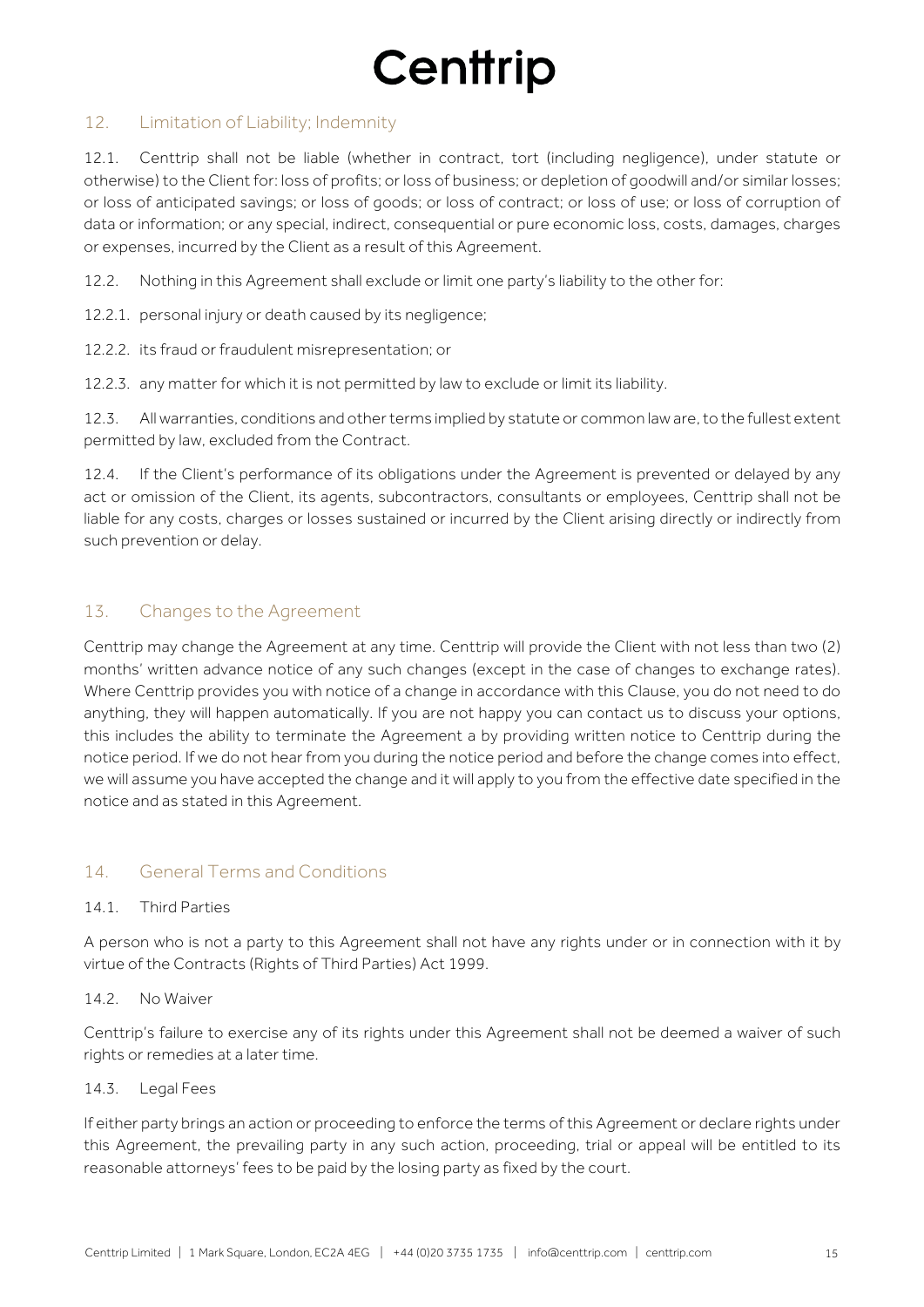## 12. Limitation of Liability; Indemnity

12.1. Centtrip shall not be liable (whether in contract, tort (including negligence), under statute or otherwise) to the Client for: loss of profits; or loss of business; or depletion of goodwill and/or similar losses; or loss of anticipated savings; or loss of goods; or loss of contract; or loss of use; or loss of corruption of data or information; or any special, indirect, consequential or pure economic loss, costs, damages, charges or expenses, incurred by the Client as a result of this Agreement.

12.2. Nothing in this Agreement shall exclude or limit one party's liability to the other for:

12.2.1. personal injury or death caused by its negligence;

12.2.2. its fraud or fraudulent misrepresentation; or

12.2.3. any matter for which it is not permitted by law to exclude or limit its liability.

12.3. All warranties, conditions and other terms implied by statute or common law are, to the fullest extent permitted by law, excluded from the Contract.

12.4. If the Client's performance of its obligations under the Agreement is prevented or delayed by any act or omission of the Client, its agents, subcontractors, consultants or employees, Centtrip shall not be liable for any costs, charges or losses sustained or incurred by the Client arising directly or indirectly from such prevention or delay.

## 13. Changes to the Agreement

Centtrip may change the Agreement at any time. Centtrip will provide the Client with not less than two (2) months' written advance notice of any such changes (except in the case of changes to exchange rates). Where Centtrip provides you with notice of a change in accordance with this Clause, you do not need to do anything, they will happen automatically. If you are not happy you can contact us to discuss your options, this includes the ability to terminate the Agreement a by providing written notice to Centtrip during the notice period. If we do not hear from you during the notice period and before the change comes into effect, we will assume you have accepted the change and it will apply to you from the effective date specified in the notice and as stated in this Agreement.

## 14. General Terms and Conditions

### 14.1. Third Parties

A person who is not a party to this Agreement shall not have any rights under or in connection with it by virtue of the Contracts (Rights of Third Parties) Act 1999.

### 14.2. No Waiver

Centtrip's failure to exercise any of its rights under this Agreement shall not be deemed a waiver of such rights or remedies at a later time.

### 14.3. Legal Fees

If either party brings an action or proceeding to enforce the terms of this Agreement or declare rights under this Agreement, the prevailing party in any such action, proceeding, trial or appeal will be entitled to its reasonable attorneys' fees to be paid by the losing party as fixed by the court.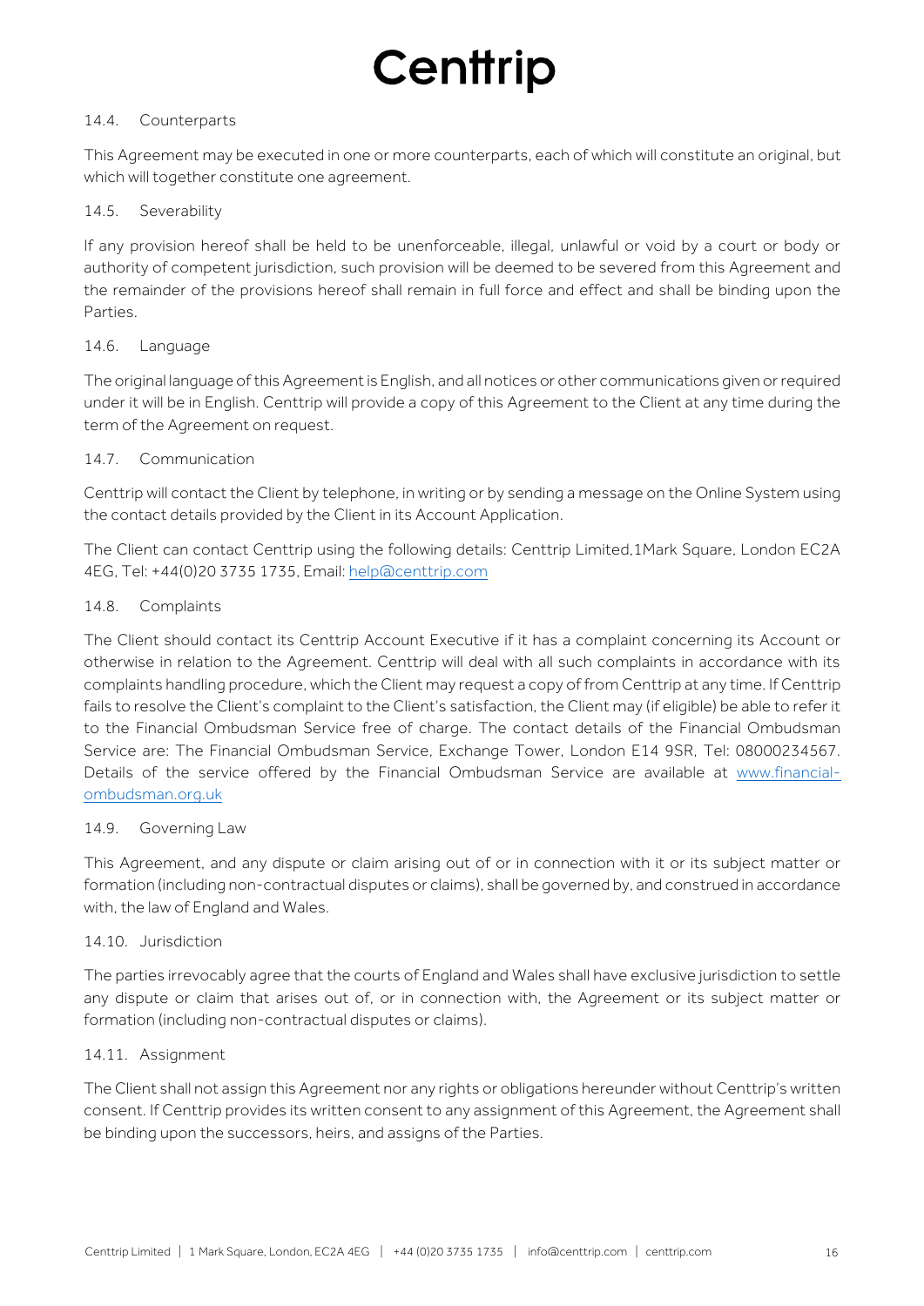### 14.4. Counterparts

This Agreement may be executed in one or more counterparts, each of which will constitute an original, but which will together constitute one agreement.

### 14.5. Severability

If any provision hereof shall be held to be unenforceable, illegal, unlawful or void by a court or body or authority of competent jurisdiction, such provision will be deemed to be severed from this Agreement and the remainder of the provisions hereof shall remain in full force and effect and shall be binding upon the Parties.

### 14.6. Language

The original language of this Agreement is English, and all notices or other communications given or required under it will be in English. Centtrip will provide a copy of this Agreement to the Client at any time during the term of the Agreement on request.

### 14.7. Communication

Centtrip will contact the Client by telephone, in writing or by sending a message on the Online System using the contact details provided by the Client in its Account Application.

The Client can contact Centtrip using the following details: Centtrip Limited,1Mark Square, London EC2A 4EG, Tel: +44(0)20 3735 1735, Email: [help@centtrip.com](mailto:help@centtrip.com)

### 14.8. Complaints

The Client should contact its Centtrip Account Executive if it has a complaint concerning its Account or otherwise in relation to the Agreement. Centtrip will deal with all such complaints in accordance with its complaints handling procedure, which the Client may request a copy of from Centtrip at any time. If Centtrip fails to resolve the Client's complaint to the Client's satisfaction, the Client may (if eligible) be able to refer it to the Financial Ombudsman Service free of charge. The contact details of the Financial Ombudsman Service are: The Financial Ombudsman Service, Exchange Tower, London E14 9SR, Tel: 08000234567. Details of the service offered by the Financial Ombudsman Service are available at [www.financial-ombudsman.org.uk](http://www.financial-ombudsman.org.uk)

### 14.9. Governing Law

This Agreement, and any dispute or claim arising out of or in connection with it or its subject matter or formation (including non-contractual disputes or claims), shall be governed by, and construed in accordance with, the law of England and Wales.

### 14.10. Jurisdiction

The parties irrevocably agree that the courts of England and Wales shall have exclusive jurisdiction to settle any dispute or claim that arises out of, or in connection with, the Agreement or its subject matter or formation (including non-contractual disputes or claims).

### 14.11. Assignment

The Client shall not assign this Agreement nor any rights or obligations hereunder without Centtrip's written consent. If Centtrip provides its written consent to any assignment of this Agreement, the Agreement shall be binding upon the successors, heirs, and assigns of the Parties.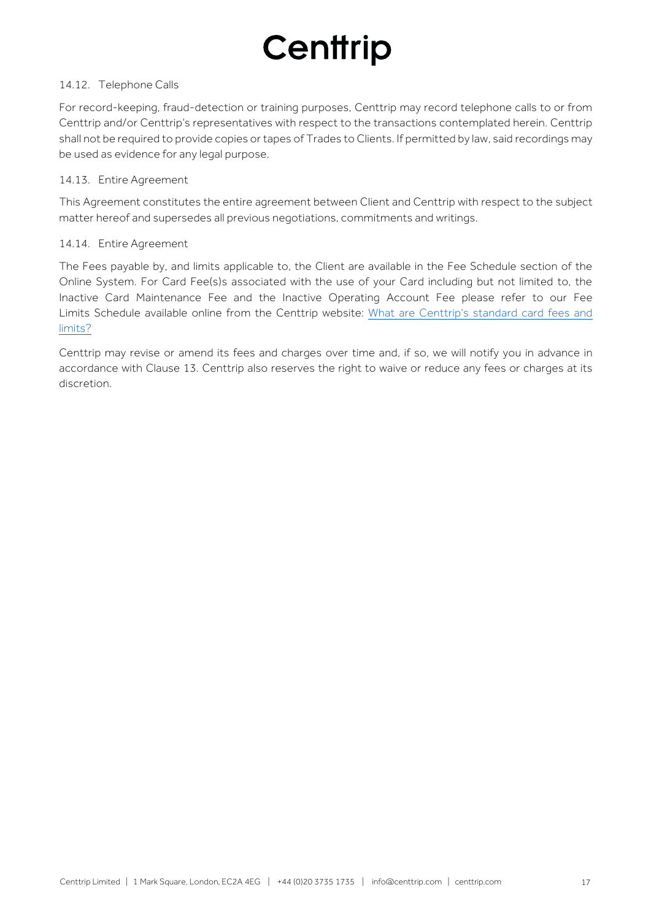### 14.12. Telephone Calls

For record-keeping, fraud-detection or training purposes, Centtrip may record telephone calls to or from Centtrip and/or Centtrip's representatives with respect to the transactions contemplated herein. Centtrip shall not be required to provide copies or tapes of Trades to Clients. If permitted by law, said recordings may be used as evidence for any legal purpose.

### 14.13. Entire Agreement

This Agreement constitutes the entire agreement between Client and Centtrip with respect to the subject matter hereof and supersedes all previous negotiations, commitments and writings.

### 14.14. Entire Agreement

The Fees payable by, and limits applicable to, the Client are available in the Fee Schedule section of the Online System. For Card Fee(s)s associated with the use of your Card including but not limited to, the Inactive Card Maintenance Fee and the Inactive Operating Account Fee please refer to our Fee Limits Schedule available online from the Centtrip website: [What are Centtrip's standard card fees and limits?]

Centtrip may revise or amend its fees and charges over time and, if so, we will notify you in advance in accordance with Clause 13. Centtrip also reserves the right to waive or reduce any fees or charges at its discretion.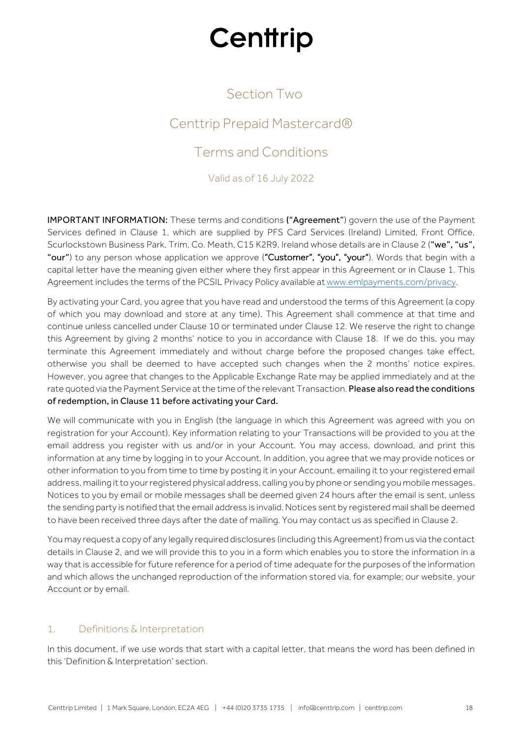# Centtrip

## Section Two

## Centtrip Prepaid Mastercard®

## Terms and Conditions

Valid as of 16 July 2022

**IMPORTANT INFORMATION:** These terms and conditions **("Agreement"**) govern the use of the Payment Services defined in Clause 1, which are supplied by PFS Card Services (Ireland) Limited, Front Office, Scurlockstown Business Park, Trim, Co. Meath, C15 K2R9, Ireland whose details are in Clause 2 (**"we", "us", "our"**) to any person whose application we approve (**"Customer", "you", "your"**). Words that begin with a capital letter have the meaning given either where they first appear in this Agreement or in Clause 1. This Agreement includes the terms of the PCSIL Privacy Policy available at www.emlpayments.com/privacy.

By activating your Card, you agree that you have read and understood the terms of this Agreement (a copy of which you may download and store at any time). This Agreement shall commence at that time and continue unless cancelled under Clause 10 or terminated under Clause 12. We reserve the right to change this Agreement by giving 2 months' notice to you in accordance with Clause 18. If we do this, you may terminate this Agreement immediately and without charge before the proposed changes take effect, otherwise you shall be deemed to have accepted such changes when the 2 months' notice expires. However, you agree that changes to the Applicable Exchange Rate may be applied immediately and at the rate quoted via the Payment Service at the time of the relevant Transaction. **Please also read the conditions of redemption, in Clause 11 before activating your Card.**

We will communicate with you in English (the language in which this Agreement was agreed with you on registration for your Account). Key information relating to your Transactions will be provided to you at the email address you register with us and/or in your Account. You may access, download, and print this information at any time by logging in to your Account. In addition, you agree that we may provide notices or other information to you from time to time by posting it in your Account, emailing it to your registered email address, mailing it to your registered physical address, calling you by phone or sending you mobile messages. Notices to you by email or mobile messages shall be deemed given 24 hours after the email is sent, unless the sending party is notified that the email address is invalid. Notices sent by registered mail shall be deemed to have been received three days after the date of mailing. You may contact us as specified in Clause 2.

You may request a copy of any legally required disclosures (including this Agreement) from us via the contact details in Clause 2, and we will provide this to you in a form which enables you to store the information in a way that is accessible for future reference for a period of time adequate for the purposes of the information and which allows the unchanged reproduction of the information stored via, for example; our website, your Account or by email.

### 1. Definitions & Interpretation

In this document, if we use words that start with a capital letter, that means the word has been defined in this 'Definition & Interpretation' section.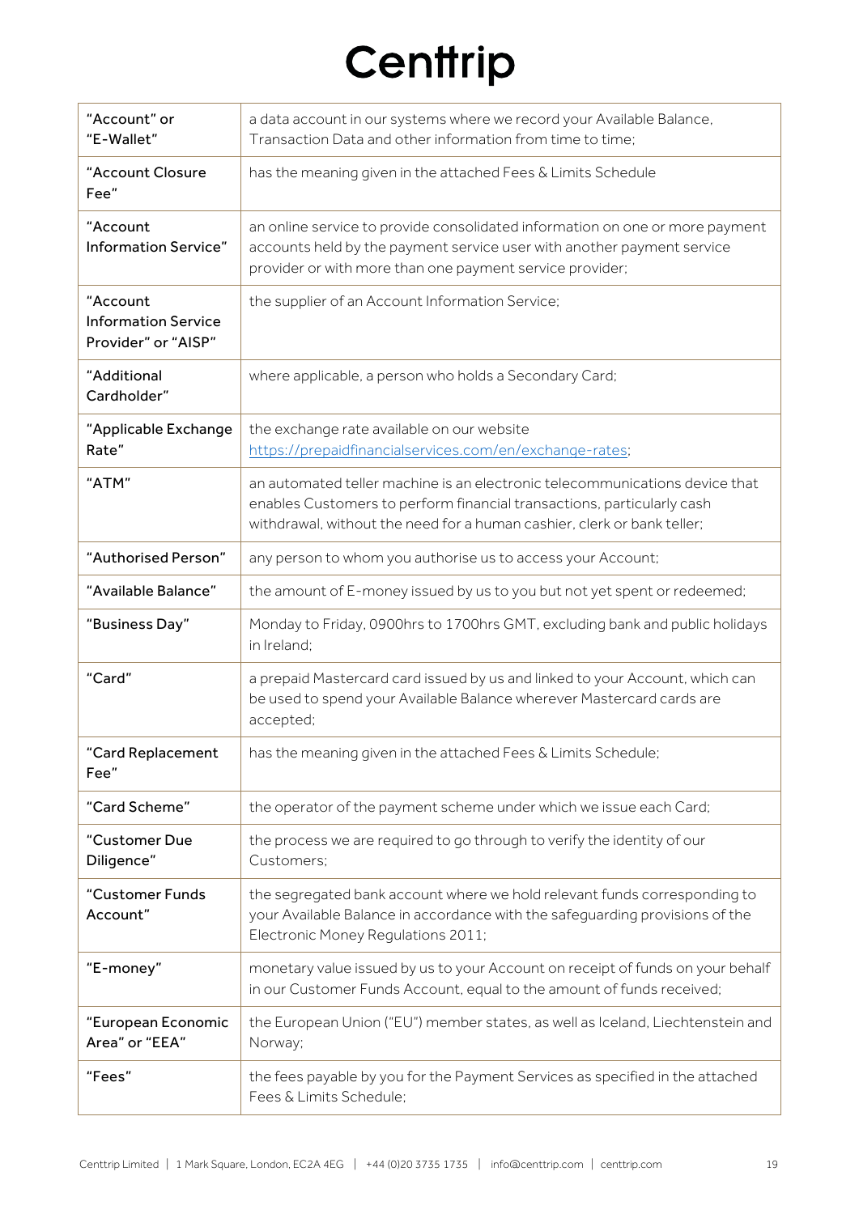# Centtrip

| | |
|---|---|
| "Account" or "E-Wallet" | a data account in our systems where we record your Available Balance, Transaction Data and other information from time to time; |
| "Account Closure Fee" | has the meaning given in the attached Fees & Limits Schedule |
| "Account Information Service" | an online service to provide consolidated information on one or more payment accounts held by the payment service user with another payment service provider or with more than one payment service provider; |
| "Account Information Service Provider" or "AISP" | the supplier of an Account Information Service; |
| "Additional Cardholder" | where applicable, a person who holds a Secondary Card; |
| "Applicable Exchange Rate" | the exchange rate available on our website https://prepaidfinancialservices.com/en/exchange-rates; |
| "ATM" | an automated teller machine is an electronic telecommunications device that enables Customers to perform financial transactions, particularly cash withdrawal, without the need for a human cashier, clerk or bank teller; |
| "Authorised Person" | any person to whom you authorise us to access your Account; |
| "Available Balance" | the amount of E-money issued by us to you but not yet spent or redeemed; |
| "Business Day" | Monday to Friday, 0900hrs to 1700hrs GMT, excluding bank and public holidays in Ireland; |
| "Card" | a prepaid Mastercard card issued by us and linked to your Account, which can be used to spend your Available Balance wherever Mastercard cards are accepted; |
| "Card Replacement Fee" | has the meaning given in the attached Fees & Limits Schedule; |
| "Card Scheme" | the operator of the payment scheme under which we issue each Card; |
| "Customer Due Diligence" | the process we are required to go through to verify the identity of our Customers; |
| "Customer Funds Account" | the segregated bank account where we hold relevant funds corresponding to your Available Balance in accordance with the safeguarding provisions of the Electronic Money Regulations 2011; |
| "E-money" | monetary value issued by us to your Account on receipt of funds on your behalf in our Customer Funds Account, equal to the amount of funds received; |
| "European Economic Area" or "EEA" | the European Union ("EU") member states, as well as Iceland, Liechtenstein and Norway; |
| "Fees" | the fees payable by you for the Payment Services as specified in the attached Fees & Limits Schedule; |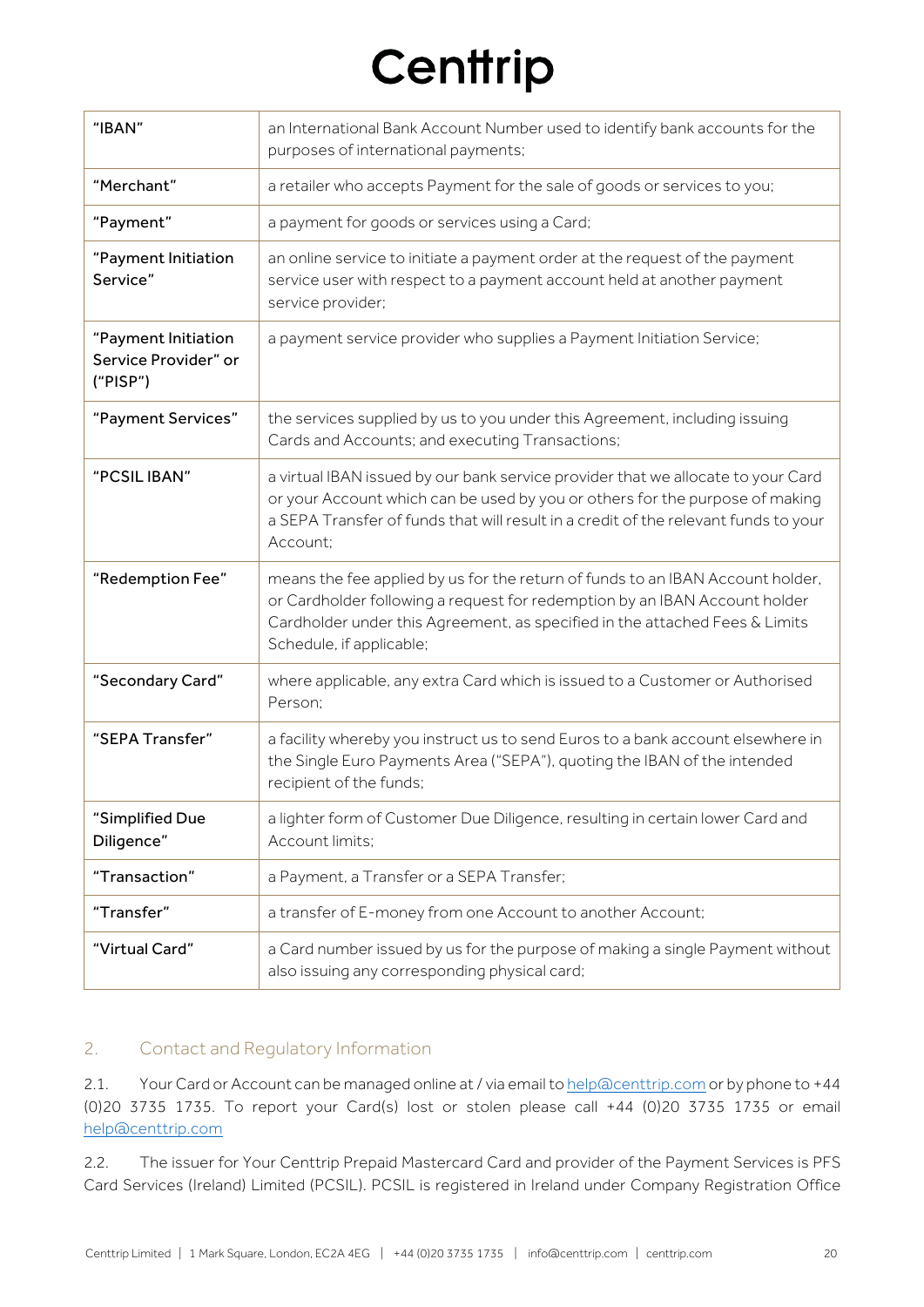| “IBAN” | an International Bank Account Number used to identify bank accounts for the purposes of international payments; |
|---|---|
| “Merchant” | a retailer who accepts Payment for the sale of goods or services to you; |
| “Payment” | a payment for goods or services using a Card; |
| “Payment Initiation Service” | an online service to initiate a payment order at the request of the payment service user with respect to a payment account held at another payment service provider; |
| “Payment Initiation Service Provider” or (“PISP”) | a payment service provider who supplies a Payment Initiation Service; |
| “Payment Services” | the services supplied by us to you under this Agreement, including issuing Cards and Accounts; and executing Transactions; |
| “PCSIL IBAN” | a virtual IBAN issued by our bank service provider that we allocate to your Card or your Account which can be used by you or others for the purpose of making a SEPA Transfer of funds that will result in a credit of the relevant funds to your Account; |
| “Redemption Fee” | means the fee applied by us for the return of funds to an IBAN Account holder, or Cardholder following a request for redemption by an IBAN Account holder Cardholder under this Agreement, as specified in the attached Fees & Limits Schedule, if applicable; |
| “Secondary Card” | where applicable, any extra Card which is issued to a Customer or Authorised Person; |
| “SEPA Transfer” | a facility whereby you instruct us to send Euros to a bank account elsewhere in the Single Euro Payments Area (“SEPA”), quoting the IBAN of the intended recipient of the funds; |
| “Simplified Due Diligence” | a lighter form of Customer Due Diligence, resulting in certain lower Card and Account limits; |
| “Transaction” | a Payment, a Transfer or a SEPA Transfer; |
| “Transfer” | a transfer of E-money from one Account to another Account; |
| “Virtual Card” | a Card number issued by us for the purpose of making a single Payment without also issuing any corresponding physical card; |

## 2. Contact and Regulatory Information

2.1. Your Card or Account can be managed online at / via email to help@centtrip.com or by phone to +44 (0)20 3735 1735. To report your Card(s) lost or stolen please call +44 (0)20 3735 1735 or email help@centtrip.com

2.2. The issuer for Your Centtrip Prepaid Mastercard Card and provider of the Payment Services is PFS Card Services (Ireland) Limited (PCSIL). PCSIL is registered in Ireland under Company Registration Office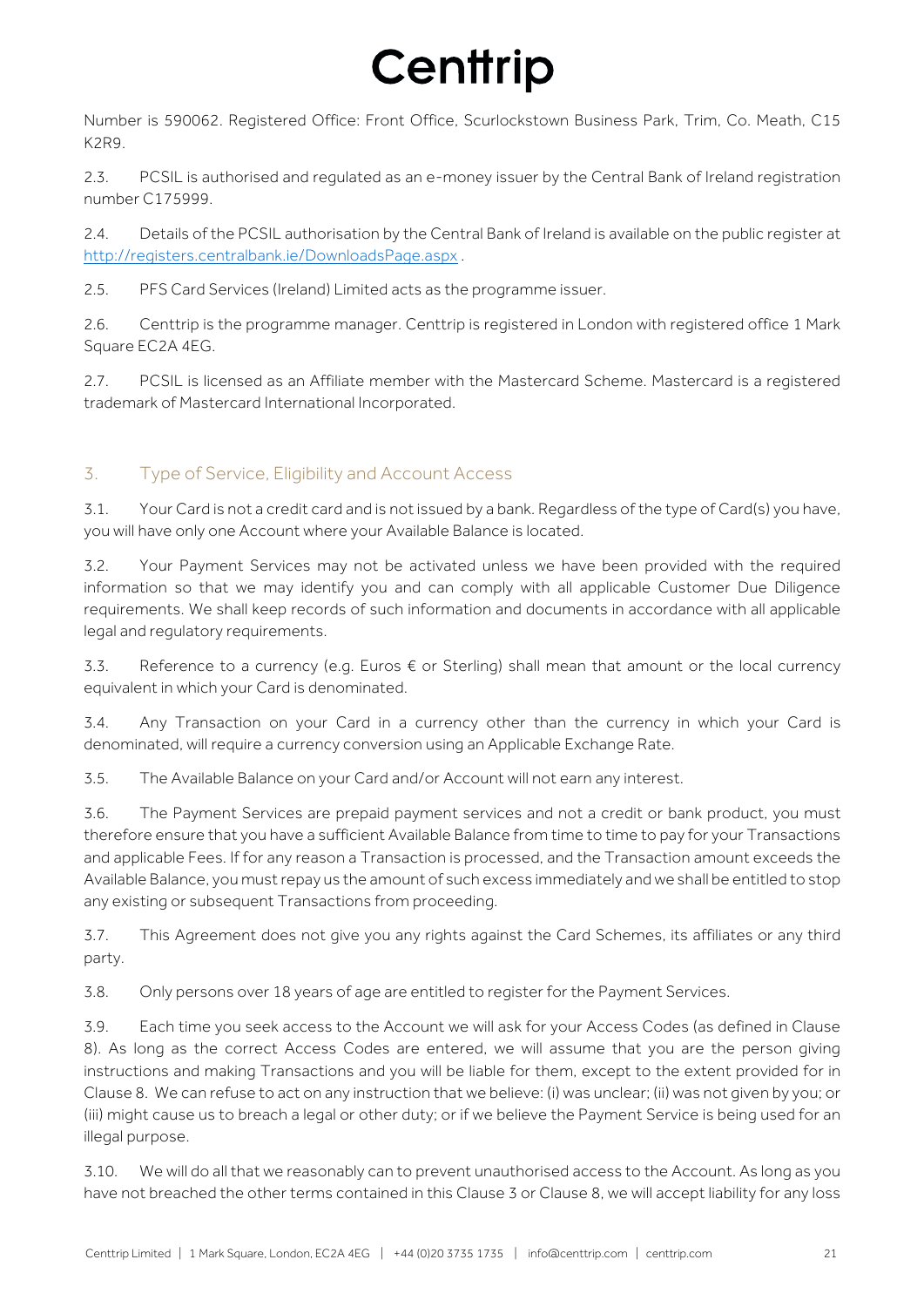Number is 590062. Registered Office: Front Office, Scurlockstown Business Park, Trim, Co. Meath, C15 K2R9.

2.3. PCSIL is authorised and regulated as an e-money issuer by the Central Bank of Ireland registration number C175999.

2.4. Details of the PCSIL authorisation by the Central Bank of Ireland is available on the public register at http://registers.centralbank.ie/DownloadsPage.aspx .

2.5. PFS Card Services (Ireland) Limited acts as the programme issuer.

2.6. Centtrip is the programme manager. Centtrip is registered in London with registered office 1 Mark Square EC2A 4EG.

2.7. PCSIL is licensed as an Affiliate member with the Mastercard Scheme. Mastercard is a registered trademark of Mastercard International Incorporated.

## 3. Type of Service, Eligibility and Account Access

3.1. Your Card is not a credit card and is not issued by a bank. Regardless of the type of Card(s) you have, you will have only one Account where your Available Balance is located.

3.2. Your Payment Services may not be activated unless we have been provided with the required information so that we may identify you and can comply with all applicable Customer Due Diligence requirements. We shall keep records of such information and documents in accordance with all applicable legal and regulatory requirements.

3.3. Reference to a currency (e.g. Euros € or Sterling) shall mean that amount or the local currency equivalent in which your Card is denominated.

3.4. Any Transaction on your Card in a currency other than the currency in which your Card is denominated, will require a currency conversion using an Applicable Exchange Rate.

3.5. The Available Balance on your Card and/or Account will not earn any interest.

3.6. The Payment Services are prepaid payment services and not a credit or bank product, you must therefore ensure that you have a sufficient Available Balance from time to time to pay for your Transactions and applicable Fees. If for any reason a Transaction is processed, and the Transaction amount exceeds the Available Balance, you must repay us the amount of such excess immediately and we shall be entitled to stop any existing or subsequent Transactions from proceeding.

3.7. This Agreement does not give you any rights against the Card Schemes, its affiliates or any third party.

3.8. Only persons over 18 years of age are entitled to register for the Payment Services.

3.9. Each time you seek access to the Account we will ask for your Access Codes (as defined in Clause 8). As long as the correct Access Codes are entered, we will assume that you are the person giving instructions and making Transactions and you will be liable for them, except to the extent provided for in Clause 8. We can refuse to act on any instruction that we believe: (i) was unclear; (ii) was not given by you; or (iii) might cause us to breach a legal or other duty; or if we believe the Payment Service is being used for an illegal purpose.

3.10. We will do all that we reasonably can to prevent unauthorised access to the Account. As long as you have not breached the other terms contained in this Clause 3 or Clause 8, we will accept liability for any loss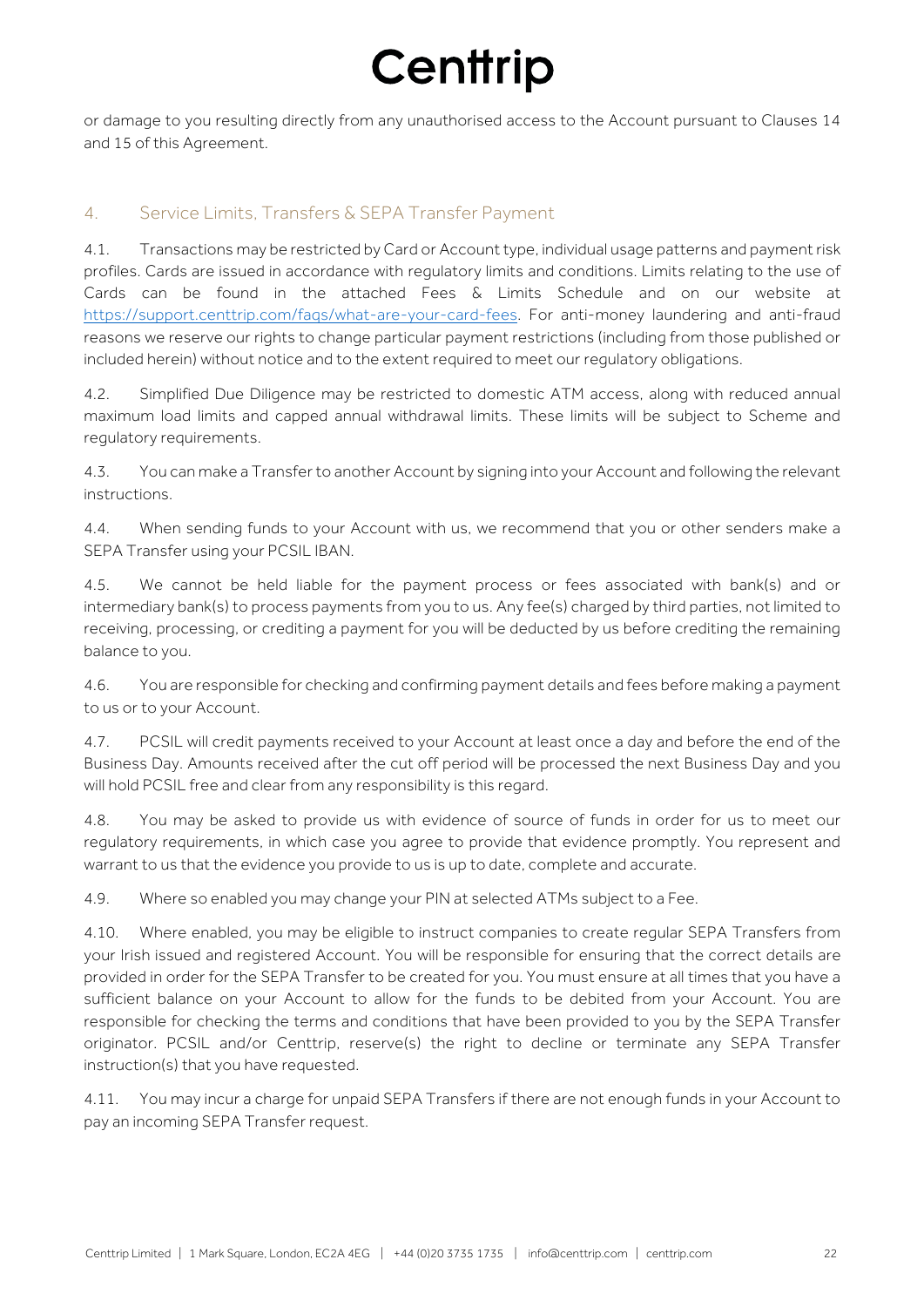or damage to you resulting directly from any unauthorised access to the Account pursuant to Clauses 14 and 15 of this Agreement.

## 4. Service Limits, Transfers & SEPA Transfer Payment

4.1. Transactions may be restricted by Card or Account type, individual usage patterns and payment risk profiles. Cards are issued in accordance with regulatory limits and conditions. Limits relating to the use of Cards can be found in the attached Fees & Limits Schedule and on our website at [https://support.centtrip.com/faqs/what-are-your-card-fees](https://support.centtrip.com/faqs/what-are-your-card-fees). For anti-money laundering and anti-fraud reasons we reserve our rights to change particular payment restrictions (including from those published or included herein) without notice and to the extent required to meet our regulatory obligations.

4.2. Simplified Due Diligence may be restricted to domestic ATM access, along with reduced annual maximum load limits and capped annual withdrawal limits. These limits will be subject to Scheme and regulatory requirements.

4.3. You can make a Transfer to another Account by signing into your Account and following the relevant instructions.

4.4. When sending funds to your Account with us, we recommend that you or other senders make a SEPA Transfer using your PCSIL IBAN.

4.5. We cannot be held liable for the payment process or fees associated with bank(s) and or intermediary bank(s) to process payments from you to us. Any fee(s) charged by third parties, not limited to receiving, processing, or crediting a payment for you will be deducted by us before crediting the remaining balance to you.

4.6. You are responsible for checking and confirming payment details and fees before making a payment to us or to your Account.

4.7. PCSIL will credit payments received to your Account at least once a day and before the end of the Business Day. Amounts received after the cut off period will be processed the next Business Day and you will hold PCSIL free and clear from any responsibility is this regard.

4.8. You may be asked to provide us with evidence of source of funds in order for us to meet our regulatory requirements, in which case you agree to provide that evidence promptly. You represent and warrant to us that the evidence you provide to us is up to date, complete and accurate.

4.9. Where so enabled you may change your PIN at selected ATMs subject to a Fee.

4.10. Where enabled, you may be eligible to instruct companies to create regular SEPA Transfers from your Irish issued and registered Account. You will be responsible for ensuring that the correct details are provided in order for the SEPA Transfer to be created for you. You must ensure at all times that you have a sufficient balance on your Account to allow for the funds to be debited from your Account. You are responsible for checking the terms and conditions that have been provided to you by the SEPA Transfer originator. PCSIL and/or Centtrip, reserve(s) the right to decline or terminate any SEPA Transfer instruction(s) that you have requested.

4.11. You may incur a charge for unpaid SEPA Transfers if there are not enough funds in your Account to pay an incoming SEPA Transfer request.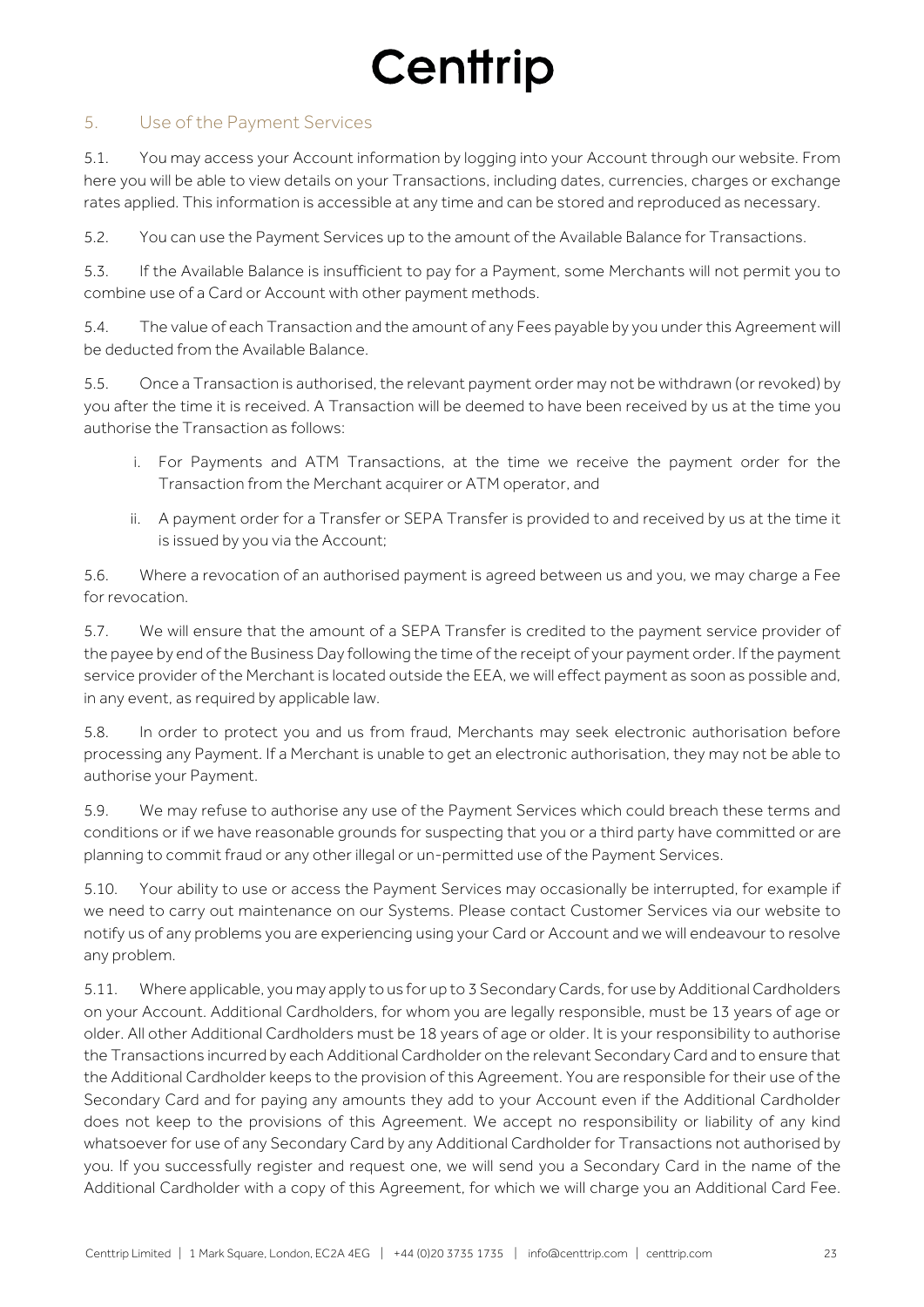## 5. Use of the Payment Services

5.1. You may access your Account information by logging into your Account through our website. From here you will be able to view details on your Transactions, including dates, currencies, charges or exchange rates applied. This information is accessible at any time and can be stored and reproduced as necessary.

5.2. You can use the Payment Services up to the amount of the Available Balance for Transactions.

5.3. If the Available Balance is insufficient to pay for a Payment, some Merchants will not permit you to combine use of a Card or Account with other payment methods.

5.4. The value of each Transaction and the amount of any Fees payable by you under this Agreement will be deducted from the Available Balance.

5.5. Once a Transaction is authorised, the relevant payment order may not be withdrawn (or revoked) by you after the time it is received. A Transaction will be deemed to have been received by us at the time you authorise the Transaction as follows:

i. For Payments and ATM Transactions, at the time we receive the payment order for the Transaction from the Merchant acquirer or ATM operator, and

ii. A payment order for a Transfer or SEPA Transfer is provided to and received by us at the time it is issued by you via the Account;

5.6. Where a revocation of an authorised payment is agreed between us and you, we may charge a Fee for revocation.

5.7. We will ensure that the amount of a SEPA Transfer is credited to the payment service provider of the payee by end of the Business Day following the time of the receipt of your payment order. If the payment service provider of the Merchant is located outside the EEA, we will effect payment as soon as possible and, in any event, as required by applicable law.

5.8. In order to protect you and us from fraud, Merchants may seek electronic authorisation before processing any Payment. If a Merchant is unable to get an electronic authorisation, they may not be able to authorise your Payment.

5.9. We may refuse to authorise any use of the Payment Services which could breach these terms and conditions or if we have reasonable grounds for suspecting that you or a third party have committed or are planning to commit fraud or any other illegal or un-permitted use of the Payment Services.

5.10. Your ability to use or access the Payment Services may occasionally be interrupted, for example if we need to carry out maintenance on our Systems. Please contact Customer Services via our website to notify us of any problems you are experiencing using your Card or Account and we will endeavour to resolve any problem.

5.11. Where applicable, you may apply to us for up to 3 Secondary Cards, for use by Additional Cardholders on your Account. Additional Cardholders, for whom you are legally responsible, must be 13 years of age or older. All other Additional Cardholders must be 18 years of age or older. It is your responsibility to authorise the Transactions incurred by each Additional Cardholder on the relevant Secondary Card and to ensure that the Additional Cardholder keeps to the provision of this Agreement. You are responsible for their use of the Secondary Card and for paying any amounts they add to your Account even if the Additional Cardholder does not keep to the provisions of this Agreement. We accept no responsibility or liability of any kind whatsoever for use of any Secondary Card by any Additional Cardholder for Transactions not authorised by you. If you successfully register and request one, we will send you a Secondary Card in the name of the Additional Cardholder with a copy of this Agreement, for which we will charge you an Additional Card Fee.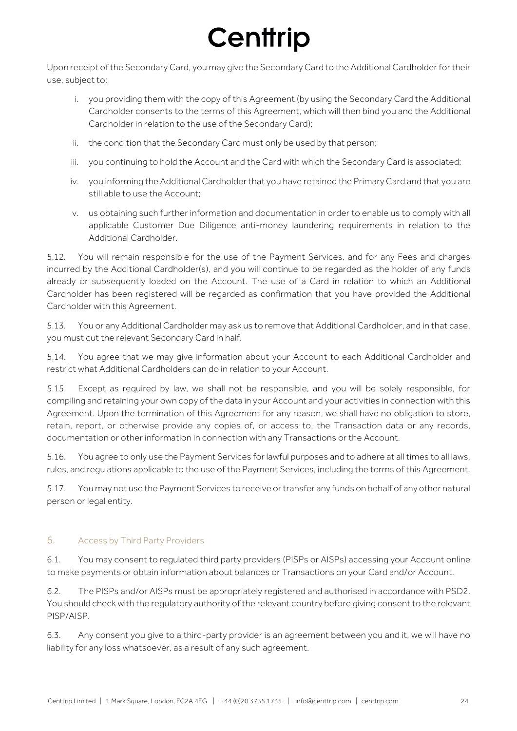Upon receipt of the Secondary Card, you may give the Secondary Card to the Additional Cardholder for their use, subject to:

i. you providing them with the copy of this Agreement (by using the Secondary Card the Additional Cardholder consents to the terms of this Agreement, which will then bind you and the Additional Cardholder in relation to the use of the Secondary Card);

ii. the condition that the Secondary Card must only be used by that person;

iii. you continuing to hold the Account and the Card with which the Secondary Card is associated;

iv. you informing the Additional Cardholder that you have retained the Primary Card and that you are still able to use the Account;

v. us obtaining such further information and documentation in order to enable us to comply with all applicable Customer Due Diligence anti-money laundering requirements in relation to the Additional Cardholder.

5.12. You will remain responsible for the use of the Payment Services, and for any Fees and charges incurred by the Additional Cardholder(s), and you will continue to be regarded as the holder of any funds already or subsequently loaded on the Account. The use of a Card in relation to which an Additional Cardholder has been registered will be regarded as confirmation that you have provided the Additional Cardholder with this Agreement.

5.13. You or any Additional Cardholder may ask us to remove that Additional Cardholder, and in that case, you must cut the relevant Secondary Card in half.

5.14. You agree that we may give information about your Account to each Additional Cardholder and restrict what Additional Cardholders can do in relation to your Account.

5.15. Except as required by law, we shall not be responsible, and you will be solely responsible, for compiling and retaining your own copy of the data in your Account and your activities in connection with this Agreement. Upon the termination of this Agreement for any reason, we shall have no obligation to store, retain, report, or otherwise provide any copies of, or access to, the Transaction data or any records, documentation or other information in connection with any Transactions or the Account.

5.16. You agree to only use the Payment Services for lawful purposes and to adhere at all times to all laws, rules, and regulations applicable to the use of the Payment Services, including the terms of this Agreement.

5.17. You may not use the Payment Services to receive or transfer any funds on behalf of any other natural person or legal entity.

## 6. Access by Third Party Providers

6.1. You may consent to regulated third party providers (PISPs or AISPs) accessing your Account online to make payments or obtain information about balances or Transactions on your Card and/or Account.

6.2. The PISPs and/or AISPs must be appropriately registered and authorised in accordance with PSD2. You should check with the regulatory authority of the relevant country before giving consent to the relevant PISP/AISP.

6.3. Any consent you give to a third-party provider is an agreement between you and it, we will have no liability for any loss whatsoever, as a result of any such agreement.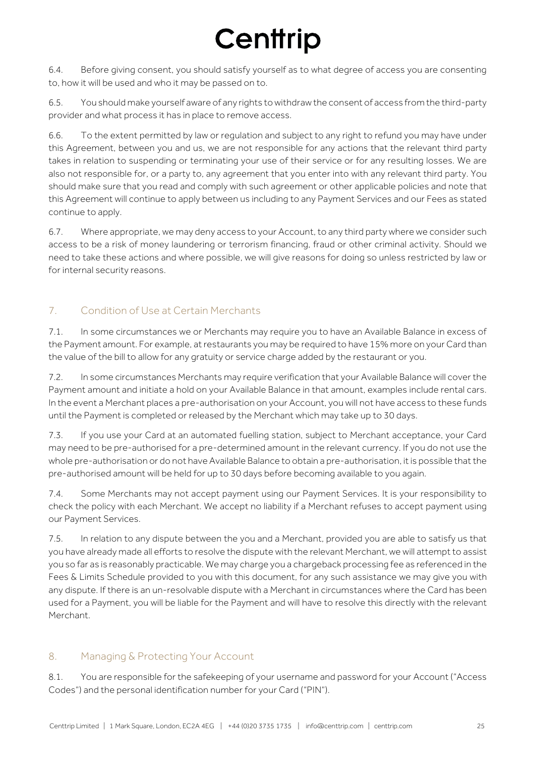6.4. Before giving consent, you should satisfy yourself as to what degree of access you are consenting to, how it will be used and who it may be passed on to.

6.5. You should make yourself aware of any rights to withdraw the consent of access from the third-party provider and what process it has in place to remove access.

6.6. To the extent permitted by law or regulation and subject to any right to refund you may have under this Agreement, between you and us, we are not responsible for any actions that the relevant third party takes in relation to suspending or terminating your use of their service or for any resulting losses. We are also not responsible for, or a party to, any agreement that you enter into with any relevant third party. You should make sure that you read and comply with such agreement or other applicable policies and note that this Agreement will continue to apply between us including to any Payment Services and our Fees as stated continue to apply.

6.7. Where appropriate, we may deny access to your Account, to any third party where we consider such access to be a risk of money laundering or terrorism financing, fraud or other criminal activity. Should we need to take these actions and where possible, we will give reasons for doing so unless restricted by law or for internal security reasons.

## 7. Condition of Use at Certain Merchants

7.1. In some circumstances we or Merchants may require you to have an Available Balance in excess of the Payment amount. For example, at restaurants you may be required to have 15% more on your Card than the value of the bill to allow for any gratuity or service charge added by the restaurant or you.

7.2. In some circumstances Merchants may require verification that your Available Balance will cover the Payment amount and initiate a hold on your Available Balance in that amount, examples include rental cars. In the event a Merchant places a pre-authorisation on your Account, you will not have access to these funds until the Payment is completed or released by the Merchant which may take up to 30 days.

7.3. If you use your Card at an automated fuelling station, subject to Merchant acceptance, your Card may need to be pre-authorised for a pre-determined amount in the relevant currency. If you do not use the whole pre-authorisation or do not have Available Balance to obtain a pre-authorisation, it is possible that the pre-authorised amount will be held for up to 30 days before becoming available to you again.

7.4. Some Merchants may not accept payment using our Payment Services. It is your responsibility to check the policy with each Merchant. We accept no liability if a Merchant refuses to accept payment using our Payment Services.

7.5. In relation to any dispute between the you and a Merchant, provided you are able to satisfy us that you have already made all efforts to resolve the dispute with the relevant Merchant, we will attempt to assist you so far as is reasonably practicable. We may charge you a chargeback processing fee as referenced in the Fees & Limits Schedule provided to you with this document, for any such assistance we may give you with any dispute. If there is an un-resolvable dispute with a Merchant in circumstances where the Card has been used for a Payment, you will be liable for the Payment and will have to resolve this directly with the relevant Merchant.

## 8. Managing & Protecting Your Account

8.1. You are responsible for the safekeeping of your username and password for your Account ("Access Codes") and the personal identification number for your Card ("PIN").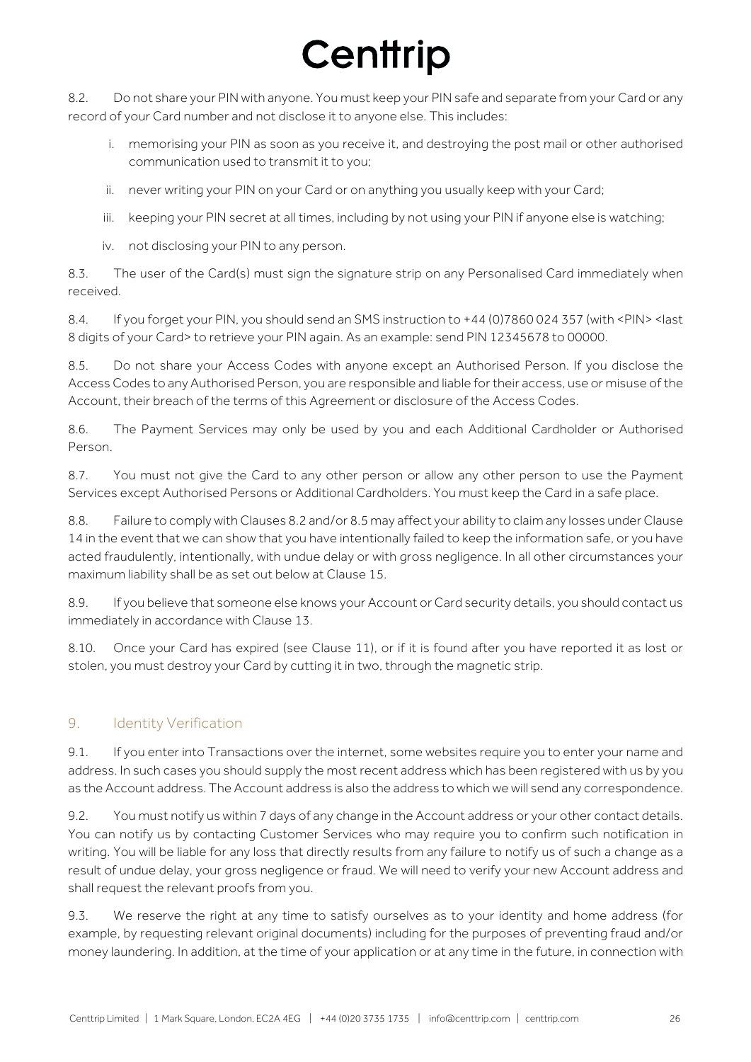8.2. Do not share your PIN with anyone. You must keep your PIN safe and separate from your Card or any record of your Card number and not disclose it to anyone else. This includes:

i. memorising your PIN as soon as you receive it, and destroying the post mail or other authorised communication used to transmit it to you;

ii. never writing your PIN on your Card or on anything you usually keep with your Card;

iii. keeping your PIN secret at all times, including by not using your PIN if anyone else is watching;

iv. not disclosing your PIN to any person.

8.3. The user of the Card(s) must sign the signature strip on any Personalised Card immediately when received.

8.4. If you forget your PIN, you should send an SMS instruction to +44 (0)7860 024 357 (with <PIN> <last 8 digits of your Card> to retrieve your PIN again. As an example: send PIN 12345678 to 00000.

8.5. Do not share your Access Codes with anyone except an Authorised Person. If you disclose the Access Codes to any Authorised Person, you are responsible and liable for their access, use or misuse of the Account, their breach of the terms of this Agreement or disclosure of the Access Codes.

8.6. The Payment Services may only be used by you and each Additional Cardholder or Authorised Person.

8.7. You must not give the Card to any other person or allow any other person to use the Payment Services except Authorised Persons or Additional Cardholders. You must keep the Card in a safe place.

8.8. Failure to comply with Clauses 8.2 and/or 8.5 may affect your ability to claim any losses under Clause 14 in the event that we can show that you have intentionally failed to keep the information safe, or you have acted fraudulently, intentionally, with undue delay or with gross negligence. In all other circumstances your maximum liability shall be as set out below at Clause 15.

8.9. If you believe that someone else knows your Account or Card security details, you should contact us immediately in accordance with Clause 13.

8.10. Once your Card has expired (see Clause 11), or if it is found after you have reported it as lost or stolen, you must destroy your Card by cutting it in two, through the magnetic strip.

## 9. Identity Verification

9.1. If you enter into Transactions over the internet, some websites require you to enter your name and address. In such cases you should supply the most recent address which has been registered with us by you as the Account address. The Account address is also the address to which we will send any correspondence.

9.2. You must notify us within 7 days of any change in the Account address or your other contact details. You can notify us by contacting Customer Services who may require you to confirm such notification in writing. You will be liable for any loss that directly results from any failure to notify us of such a change as a result of undue delay, your gross negligence or fraud. We will need to verify your new Account address and shall request the relevant proofs from you.

9.3. We reserve the right at any time to satisfy ourselves as to your identity and home address (for example, by requesting relevant original documents) including for the purposes of preventing fraud and/or money laundering. In addition, at the time of your application or at any time in the future, in connection with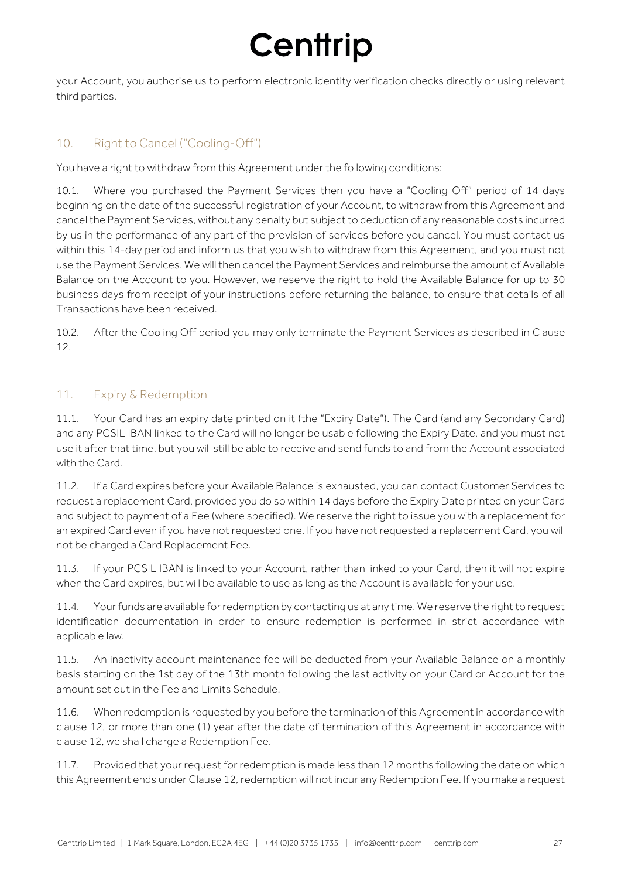your Account, you authorise us to perform electronic identity verification checks directly or using relevant third parties.

## 10. Right to Cancel ("Cooling-Off")

You have a right to withdraw from this Agreement under the following conditions:

10.1. Where you purchased the Payment Services then you have a "Cooling Off" period of 14 days beginning on the date of the successful registration of your Account, to withdraw from this Agreement and cancel the Payment Services, without any penalty but subject to deduction of any reasonable costs incurred by us in the performance of any part of the provision of services before you cancel. You must contact us within this 14-day period and inform us that you wish to withdraw from this Agreement, and you must not use the Payment Services. We will then cancel the Payment Services and reimburse the amount of Available Balance on the Account to you. However, we reserve the right to hold the Available Balance for up to 30 business days from receipt of your instructions before returning the balance, to ensure that details of all Transactions have been received.

10.2. After the Cooling Off period you may only terminate the Payment Services as described in Clause 12.

## 11. Expiry & Redemption

11.1. Your Card has an expiry date printed on it (the "Expiry Date"). The Card (and any Secondary Card) and any PCSIL IBAN linked to the Card will no longer be usable following the Expiry Date, and you must not use it after that time, but you will still be able to receive and send funds to and from the Account associated with the Card.

11.2. If a Card expires before your Available Balance is exhausted, you can contact Customer Services to request a replacement Card, provided you do so within 14 days before the Expiry Date printed on your Card and subject to payment of a Fee (where specified). We reserve the right to issue you with a replacement for an expired Card even if you have not requested one. If you have not requested a replacement Card, you will not be charged a Card Replacement Fee.

11.3. If your PCSIL IBAN is linked to your Account, rather than linked to your Card, then it will not expire when the Card expires, but will be available to use as long as the Account is available for your use.

11.4. Your funds are available for redemption by contacting us at any time. We reserve the right to request identification documentation in order to ensure redemption is performed in strict accordance with applicable law.

11.5. An inactivity account maintenance fee will be deducted from your Available Balance on a monthly basis starting on the 1st day of the 13th month following the last activity on your Card or Account for the amount set out in the Fee and Limits Schedule.

11.6. When redemption is requested by you before the termination of this Agreement in accordance with clause 12, or more than one (1) year after the date of termination of this Agreement in accordance with clause 12, we shall charge a Redemption Fee.

11.7. Provided that your request for redemption is made less than 12 months following the date on which this Agreement ends under Clause 12, redemption will not incur any Redemption Fee. If you make a request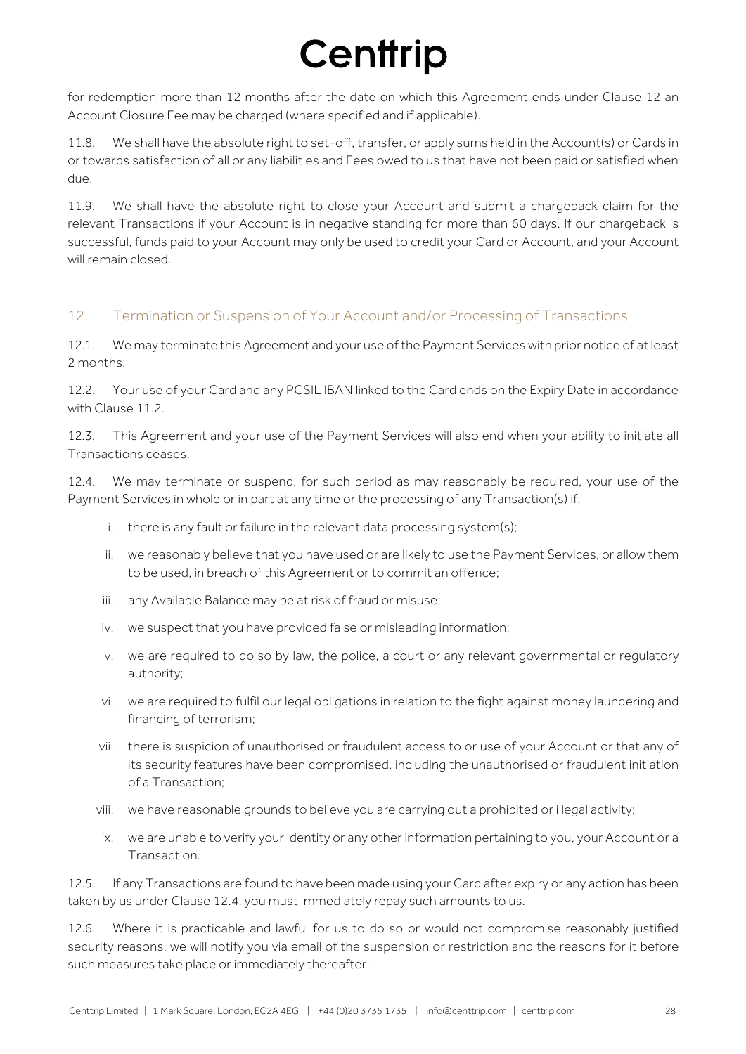for redemption more than 12 months after the date on which this Agreement ends under Clause 12 an Account Closure Fee may be charged (where specified and if applicable).

11.8. We shall have the absolute right to set-off, transfer, or apply sums held in the Account(s) or Cards in or towards satisfaction of all or any liabilities and Fees owed to us that have not been paid or satisfied when due.

11.9. We shall have the absolute right to close your Account and submit a chargeback claim for the relevant Transactions if your Account is in negative standing for more than 60 days. If our chargeback is successful, funds paid to your Account may only be used to credit your Card or Account, and your Account will remain closed.

## 12. Termination or Suspension of Your Account and/or Processing of Transactions

12.1. We may terminate this Agreement and your use of the Payment Services with prior notice of at least 2 months.

12.2. Your use of your Card and any PCSIL IBAN linked to the Card ends on the Expiry Date in accordance with Clause 11.2.

12.3. This Agreement and your use of the Payment Services will also end when your ability to initiate all Transactions ceases.

12.4. We may terminate or suspend, for such period as may reasonably be required, your use of the Payment Services in whole or in part at any time or the processing of any Transaction(s) if:

i. there is any fault or failure in the relevant data processing system(s);

ii. we reasonably believe that you have used or are likely to use the Payment Services, or allow them to be used, in breach of this Agreement or to commit an offence;

iii. any Available Balance may be at risk of fraud or misuse;

iv. we suspect that you have provided false or misleading information;

v. we are required to do so by law, the police, a court or any relevant governmental or regulatory authority;

vi. we are required to fulfil our legal obligations in relation to the fight against money laundering and financing of terrorism;

vii. there is suspicion of unauthorised or fraudulent access to or use of your Account or that any of its security features have been compromised, including the unauthorised or fraudulent initiation of a Transaction;

viii. we have reasonable grounds to believe you are carrying out a prohibited or illegal activity;

ix. we are unable to verify your identity or any other information pertaining to you, your Account or a Transaction.

12.5. If any Transactions are found to have been made using your Card after expiry or any action has been taken by us under Clause 12.4, you must immediately repay such amounts to us.

12.6. Where it is practicable and lawful for us to do so or would not compromise reasonably justified security reasons, we will notify you via email of the suspension or restriction and the reasons for it before such measures take place or immediately thereafter.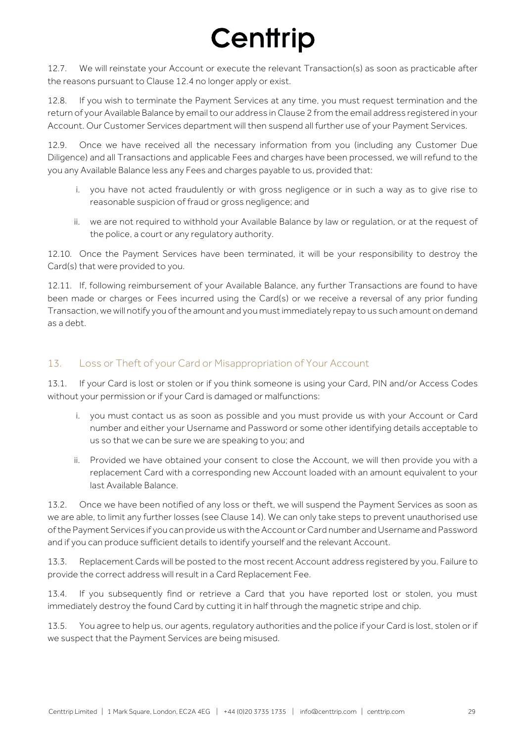12.7. We will reinstate your Account or execute the relevant Transaction(s) as soon as practicable after the reasons pursuant to Clause 12.4 no longer apply or exist.

12.8. If you wish to terminate the Payment Services at any time, you must request termination and the return of your Available Balance by email to our address in Clause 2 from the email address registered in your Account. Our Customer Services department will then suspend all further use of your Payment Services.

12.9. Once we have received all the necessary information from you (including any Customer Due Diligence) and all Transactions and applicable Fees and charges have been processed, we will refund to the you any Available Balance less any Fees and charges payable to us, provided that:

i. you have not acted fraudulently or with gross negligence or in such a way as to give rise to reasonable suspicion of fraud or gross negligence; and

ii. we are not required to withhold your Available Balance by law or regulation, or at the request of the police, a court or any regulatory authority.

12.10. Once the Payment Services have been terminated, it will be your responsibility to destroy the Card(s) that were provided to you.

12.11. If, following reimbursement of your Available Balance, any further Transactions are found to have been made or charges or Fees incurred using the Card(s) or we receive a reversal of any prior funding Transaction, we will notify you of the amount and you must immediately repay to us such amount on demand as a debt.

## 13. Loss or Theft of your Card or Misappropriation of Your Account

13.1. If your Card is lost or stolen or if you think someone is using your Card, PIN and/or Access Codes without your permission or if your Card is damaged or malfunctions:

i. you must contact us as soon as possible and you must provide us with your Account or Card number and either your Username and Password or some other identifying details acceptable to us so that we can be sure we are speaking to you; and

ii. Provided we have obtained your consent to close the Account, we will then provide you with a replacement Card with a corresponding new Account loaded with an amount equivalent to your last Available Balance.

13.2. Once we have been notified of any loss or theft, we will suspend the Payment Services as soon as we are able, to limit any further losses (see Clause 14). We can only take steps to prevent unauthorised use of the Payment Services if you can provide us with the Account or Card number and Username and Password and if you can produce sufficient details to identify yourself and the relevant Account.

13.3. Replacement Cards will be posted to the most recent Account address registered by you. Failure to provide the correct address will result in a Card Replacement Fee.

13.4. If you subsequently find or retrieve a Card that you have reported lost or stolen, you must immediately destroy the found Card by cutting it in half through the magnetic stripe and chip.

13.5. You agree to help us, our agents, regulatory authorities and the police if your Card is lost, stolen or if we suspect that the Payment Services are being misused.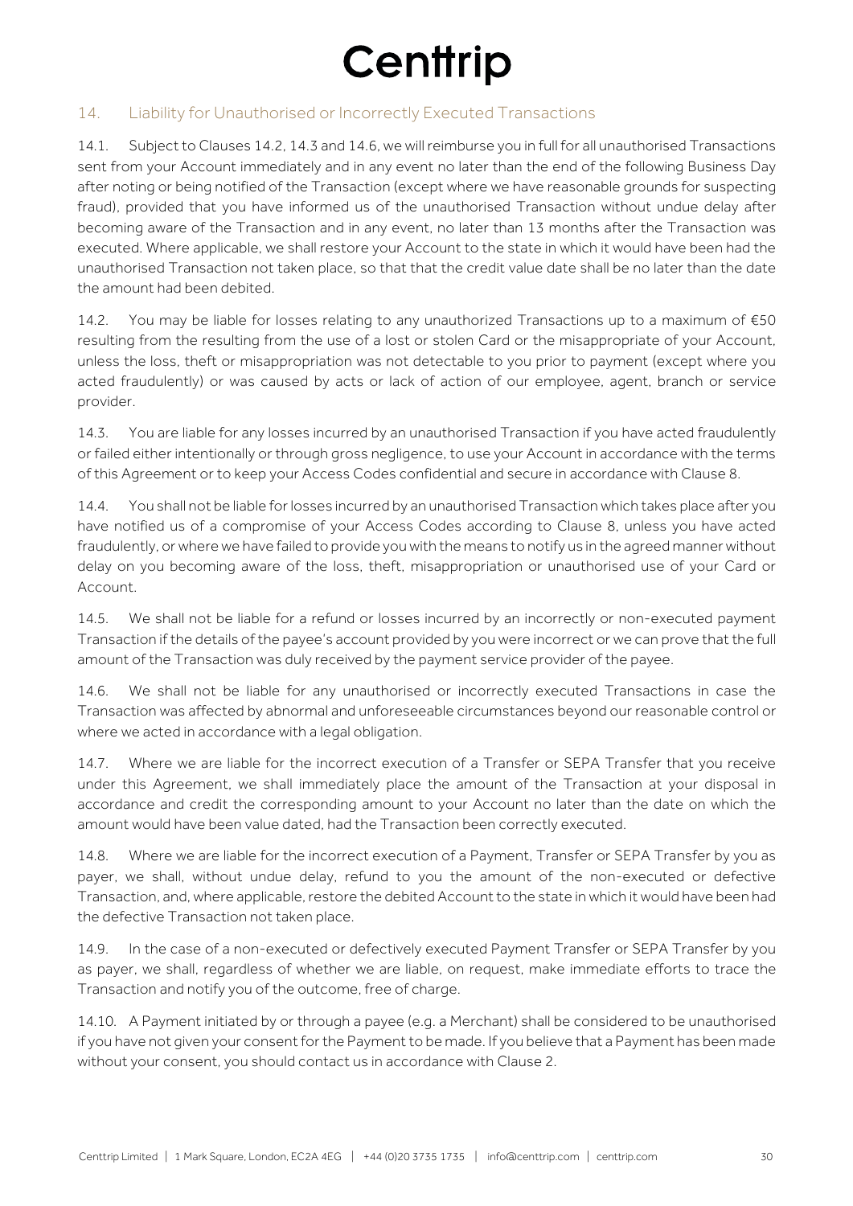## 14. Liability for Unauthorised or Incorrectly Executed Transactions

14.1. Subject to Clauses 14.2, 14.3 and 14.6, we will reimburse you in full for all unauthorised Transactions sent from your Account immediately and in any event no later than the end of the following Business Day after noting or being notified of the Transaction (except where we have reasonable grounds for suspecting fraud), provided that you have informed us of the unauthorised Transaction without undue delay after becoming aware of the Transaction and in any event, no later than 13 months after the Transaction was executed. Where applicable, we shall restore your Account to the state in which it would have been had the unauthorised Transaction not taken place, so that that the credit value date shall be no later than the date the amount had been debited.

14.2. You may be liable for losses relating to any unauthorized Transactions up to a maximum of €50 resulting from the resulting from the use of a lost or stolen Card or the misappropriate of your Account, unless the loss, theft or misappropriation was not detectable to you prior to payment (except where you acted fraudulently) or was caused by acts or lack of action of our employee, agent, branch or service provider.

14.3. You are liable for any losses incurred by an unauthorised Transaction if you have acted fraudulently or failed either intentionally or through gross negligence, to use your Account in accordance with the terms of this Agreement or to keep your Access Codes confidential and secure in accordance with Clause 8.

14.4. You shall not be liable for losses incurred by an unauthorised Transaction which takes place after you have notified us of a compromise of your Access Codes according to Clause 8, unless you have acted fraudulently, or where we have failed to provide you with the means to notify us in the agreed manner without delay on you becoming aware of the loss, theft, misappropriation or unauthorised use of your Card or Account.

14.5. We shall not be liable for a refund or losses incurred by an incorrectly or non-executed payment Transaction if the details of the payee's account provided by you were incorrect or we can prove that the full amount of the Transaction was duly received by the payment service provider of the payee.

14.6. We shall not be liable for any unauthorised or incorrectly executed Transactions in case the Transaction was affected by abnormal and unforeseeable circumstances beyond our reasonable control or where we acted in accordance with a legal obligation.

14.7. Where we are liable for the incorrect execution of a Transfer or SEPA Transfer that you receive under this Agreement, we shall immediately place the amount of the Transaction at your disposal in accordance and credit the corresponding amount to your Account no later than the date on which the amount would have been value dated, had the Transaction been correctly executed.

14.8. Where we are liable for the incorrect execution of a Payment, Transfer or SEPA Transfer by you as payer, we shall, without undue delay, refund to you the amount of the non-executed or defective Transaction, and, where applicable, restore the debited Account to the state in which it would have been had the defective Transaction not taken place.

14.9. In the case of a non-executed or defectively executed Payment Transfer or SEPA Transfer by you as payer, we shall, regardless of whether we are liable, on request, make immediate efforts to trace the Transaction and notify you of the outcome, free of charge.

14.10. A Payment initiated by or through a payee (e.g. a Merchant) shall be considered to be unauthorised if you have not given your consent for the Payment to be made. If you believe that a Payment has been made without your consent, you should contact us in accordance with Clause 2.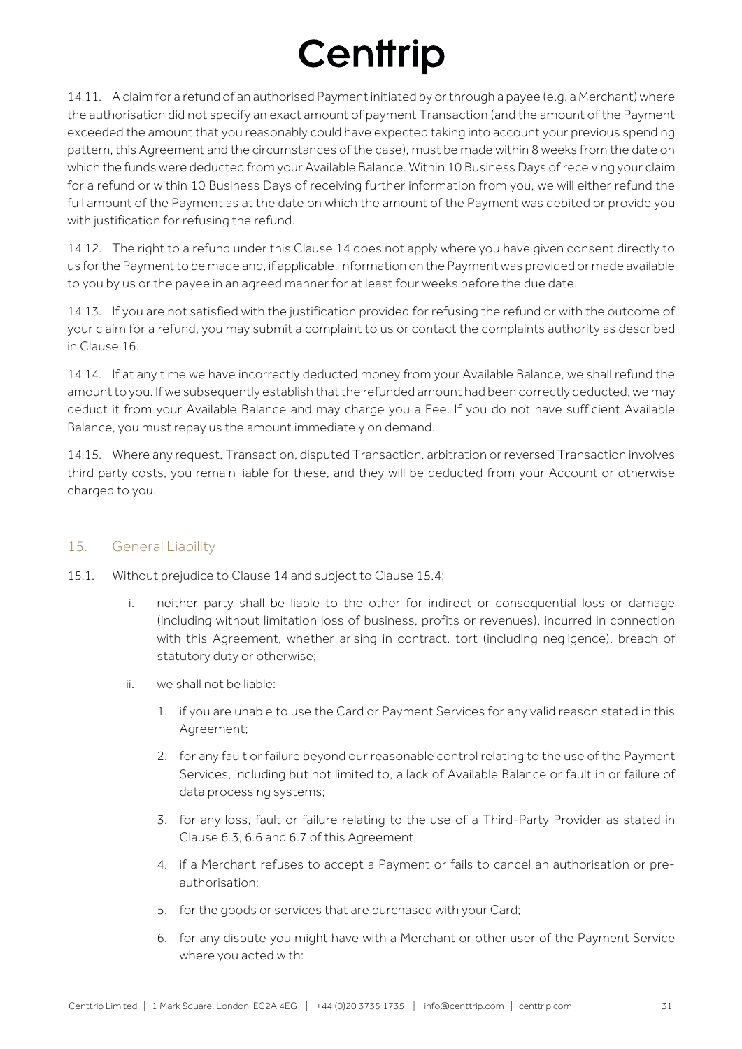14.11. A claim for a refund of an authorised Payment initiated by or through a payee (e.g. a Merchant) where the authorisation did not specify an exact amount of payment Transaction (and the amount of the Payment exceeded the amount that you reasonably could have expected taking into account your previous spending pattern, this Agreement and the circumstances of the case), must be made within 8 weeks from the date on which the funds were deducted from your Available Balance. Within 10 Business Days of receiving your claim for a refund or within 10 Business Days of receiving further information from you, we will either refund the full amount of the Payment as at the date on which the amount of the Payment was debited or provide you with justification for refusing the refund.

14.12. The right to a refund under this Clause 14 does not apply where you have given consent directly to us for the Payment to be made and, if applicable, information on the Payment was provided or made available to you by us or the payee in an agreed manner for at least four weeks before the due date.

14.13. If you are not satisfied with the justification provided for refusing the refund or with the outcome of your claim for a refund, you may submit a complaint to us or contact the complaints authority as described in Clause 16.

14.14. If at any time we have incorrectly deducted money from your Available Balance, we shall refund the amount to you. If we subsequently establish that the refunded amount had been correctly deducted, we may deduct it from your Available Balance and may charge you a Fee. If you do not have sufficient Available Balance, you must repay us the amount immediately on demand.

14.15. Where any request, Transaction, disputed Transaction, arbitration or reversed Transaction involves third party costs, you remain liable for these, and they will be deducted from your Account or otherwise charged to you.

## 15. General Liability

15.1. Without prejudice to Clause 14 and subject to Clause 15.4;

i. neither party shall be liable to the other for indirect or consequential loss or damage (including without limitation loss of business, profits or revenues), incurred in connection with this Agreement, whether arising in contract, tort (including negligence), breach of statutory duty or otherwise;

ii. we shall not be liable:

1. if you are unable to use the Card or Payment Services for any valid reason stated in this Agreement;
2. for any fault or failure beyond our reasonable control relating to the use of the Payment Services, including but not limited to, a lack of Available Balance or fault in or failure of data processing systems;
3. for any loss, fault or failure relating to the use of a Third-Party Provider as stated in Clause 6.3, 6.6 and 6.7 of this Agreement,
4. if a Merchant refuses to accept a Payment or fails to cancel an authorisation or pre-authorisation;
5. for the goods or services that are purchased with your Card;
6. for any dispute you might have with a Merchant or other user of the Payment Service where you acted with: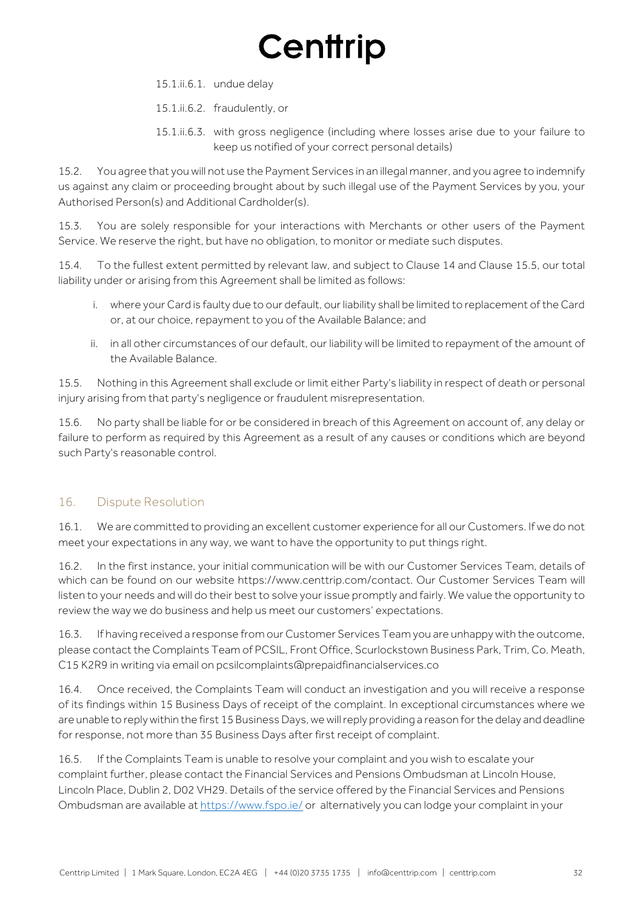15.1.ii.6.1. undue delay

15.1.ii.6.2. fraudulently, or

15.1.ii.6.3. with gross negligence (including where losses arise due to your failure to keep us notified of your correct personal details)

15.2. You agree that you will not use the Payment Services in an illegal manner, and you agree to indemnify us against any claim or proceeding brought about by such illegal use of the Payment Services by you, your Authorised Person(s) and Additional Cardholder(s).

15.3. You are solely responsible for your interactions with Merchants or other users of the Payment Service. We reserve the right, but have no obligation, to monitor or mediate such disputes.

15.4. To the fullest extent permitted by relevant law, and subject to Clause 14 and Clause 15.5, our total liability under or arising from this Agreement shall be limited as follows:

i. where your Card is faulty due to our default, our liability shall be limited to replacement of the Card or, at our choice, repayment to you of the Available Balance; and

ii. in all other circumstances of our default, our liability will be limited to repayment of the amount of the Available Balance.

15.5. Nothing in this Agreement shall exclude or limit either Party's liability in respect of death or personal injury arising from that party's negligence or fraudulent misrepresentation.

15.6. No party shall be liable for or be considered in breach of this Agreement on account of, any delay or failure to perform as required by this Agreement as a result of any causes or conditions which are beyond such Party's reasonable control.

## 16. Dispute Resolution

16.1. We are committed to providing an excellent customer experience for all our Customers. If we do not meet your expectations in any way, we want to have the opportunity to put things right.

16.2. In the first instance, your initial communication will be with our Customer Services Team, details of which can be found on our website https://www.centtrip.com/contact. Our Customer Services Team will listen to your needs and will do their best to solve your issue promptly and fairly. We value the opportunity to review the way we do business and help us meet our customers' expectations.

16.3. If having received a response from our Customer Services Team you are unhappy with the outcome, please contact the Complaints Team of PCSIL, Front Office, Scurlockstown Business Park, Trim, Co. Meath, C15 K2R9 in writing via email on pcsilcomplaints@prepaidfinancialservices.co

16.4. Once received, the Complaints Team will conduct an investigation and you will receive a response of its findings within 15 Business Days of receipt of the complaint. In exceptional circumstances where we are unable to reply within the first 15 Business Days, we will reply providing a reason for the delay and deadline for response, not more than 35 Business Days after first receipt of complaint.

16.5. If the Complaints Team is unable to resolve your complaint and you wish to escalate your complaint further, please contact the Financial Services and Pensions Ombudsman at Lincoln House, Lincoln Place, Dublin 2, D02 VH29. Details of the service offered by the Financial Services and Pensions Ombudsman are available at [https://www.fspo.ie/](https://www.fspo.ie/) or alternatively you can lodge your complaint in your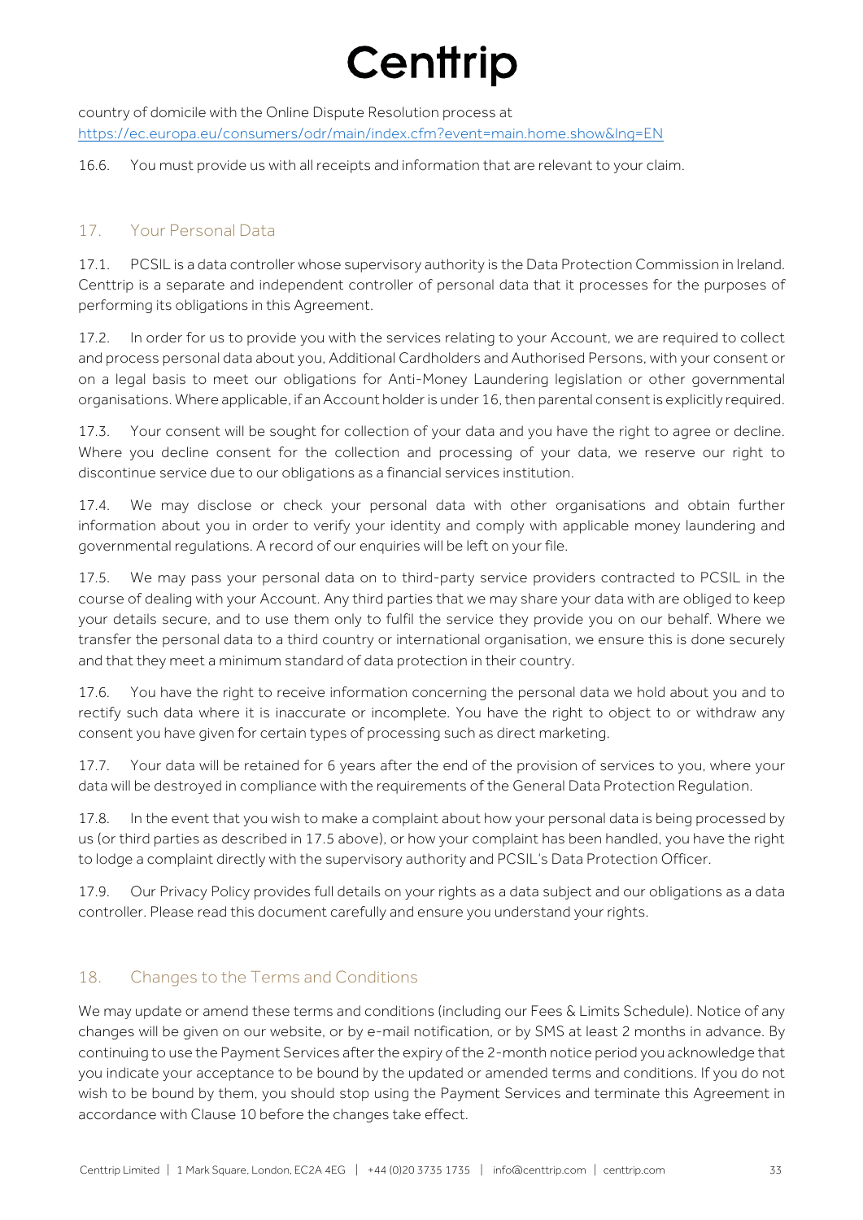country of domicile with the Online Dispute Resolution process at https://ec.europa.eu/consumers/odr/main/index.cfm?event=main.home.show&lng=EN

16.6. You must provide us with all receipts and information that are relevant to your claim.

## 17. Your Personal Data

17.1. PCSIL is a data controller whose supervisory authority is the Data Protection Commission in Ireland. Centtrip is a separate and independent controller of personal data that it processes for the purposes of performing its obligations in this Agreement.

17.2. In order for us to provide you with the services relating to your Account, we are required to collect and process personal data about you, Additional Cardholders and Authorised Persons, with your consent or on a legal basis to meet our obligations for Anti-Money Laundering legislation or other governmental organisations. Where applicable, if an Account holder is under 16, then parental consent is explicitly required.

17.3. Your consent will be sought for collection of your data and you have the right to agree or decline. Where you decline consent for the collection and processing of your data, we reserve our right to discontinue service due to our obligations as a financial services institution.

17.4. We may disclose or check your personal data with other organisations and obtain further information about you in order to verify your identity and comply with applicable money laundering and governmental regulations. A record of our enquiries will be left on your file.

17.5. We may pass your personal data on to third-party service providers contracted to PCSIL in the course of dealing with your Account. Any third parties that we may share your data with are obliged to keep your details secure, and to use them only to fulfil the service they provide you on our behalf. Where we transfer the personal data to a third country or international organisation, we ensure this is done securely and that they meet a minimum standard of data protection in their country.

17.6. You have the right to receive information concerning the personal data we hold about you and to rectify such data where it is inaccurate or incomplete. You have the right to object to or withdraw any consent you have given for certain types of processing such as direct marketing.

17.7. Your data will be retained for 6 years after the end of the provision of services to you, where your data will be destroyed in compliance with the requirements of the General Data Protection Regulation.

17.8. In the event that you wish to make a complaint about how your personal data is being processed by us (or third parties as described in 17.5 above), or how your complaint has been handled, you have the right to lodge a complaint directly with the supervisory authority and PCSIL's Data Protection Officer.

17.9. Our Privacy Policy provides full details on your rights as a data subject and our obligations as a data controller. Please read this document carefully and ensure you understand your rights.

## 18. Changes to the Terms and Conditions

We may update or amend these terms and conditions (including our Fees & Limits Schedule). Notice of any changes will be given on our website, or by e-mail notification, or by SMS at least 2 months in advance. By continuing to use the Payment Services after the expiry of the 2-month notice period you acknowledge that you indicate your acceptance to be bound by the updated or amended terms and conditions. If you do not wish to be bound by them, you should stop using the Payment Services and terminate this Agreement in accordance with Clause 10 before the changes take effect.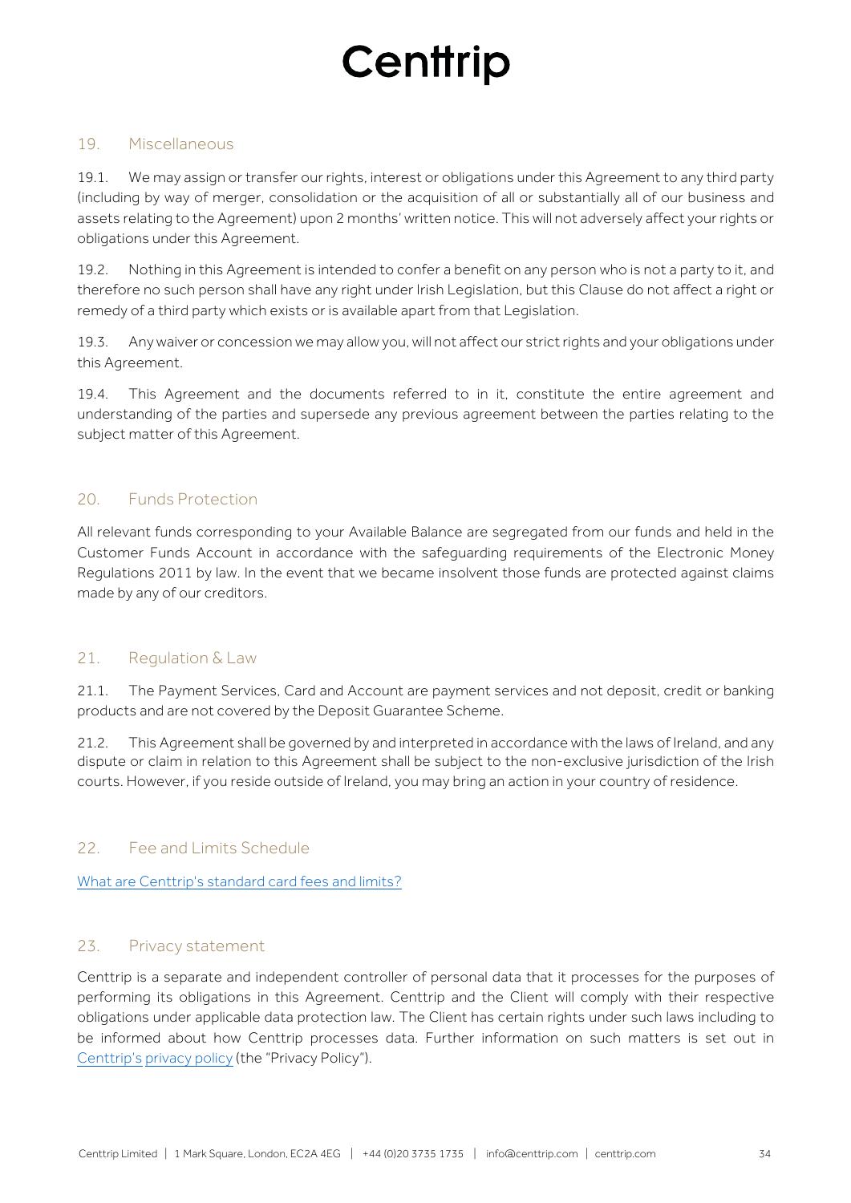## 19. Miscellaneous

19.1. We may assign or transfer our rights, interest or obligations under this Agreement to any third party (including by way of merger, consolidation or the acquisition of all or substantially all of our business and assets relating to the Agreement) upon 2 months' written notice. This will not adversely affect your rights or obligations under this Agreement.

19.2. Nothing in this Agreement is intended to confer a benefit on any person who is not a party to it, and therefore no such person shall have any right under Irish Legislation, but this Clause do not affect a right or remedy of a third party which exists or is available apart from that Legislation.

19.3. Any waiver or concession we may allow you, will not affect our strict rights and your obligations under this Agreement.

19.4. This Agreement and the documents referred to in it, constitute the entire agreement and understanding of the parties and supersede any previous agreement between the parties relating to the subject matter of this Agreement.

## 20. Funds Protection

All relevant funds corresponding to your Available Balance are segregated from our funds and held in the Customer Funds Account in accordance with the safeguarding requirements of the Electronic Money Regulations 2011 by law. In the event that we became insolvent those funds are protected against claims made by any of our creditors.

## 21. Regulation & Law

21.1. The Payment Services, Card and Account are payment services and not deposit, credit or banking products and are not covered by the Deposit Guarantee Scheme.

21.2. This Agreement shall be governed by and interpreted in accordance with the laws of Ireland, and any dispute or claim in relation to this Agreement shall be subject to the non-exclusive jurisdiction of the Irish courts. However, if you reside outside of Ireland, you may bring an action in your country of residence.

## 22. Fee and Limits Schedule

[What are Centtrip's standard card fees and limits?]

## 23. Privacy statement

Centtrip is a separate and independent controller of personal data that it processes for the purposes of performing its obligations in this Agreement. Centtrip and the Client will comply with their respective obligations under applicable data protection law. The Client has certain rights under such laws including to be informed about how Centtrip processes data. Further information on such matters is set out in Centtrip's privacy policy (the "Privacy Policy").